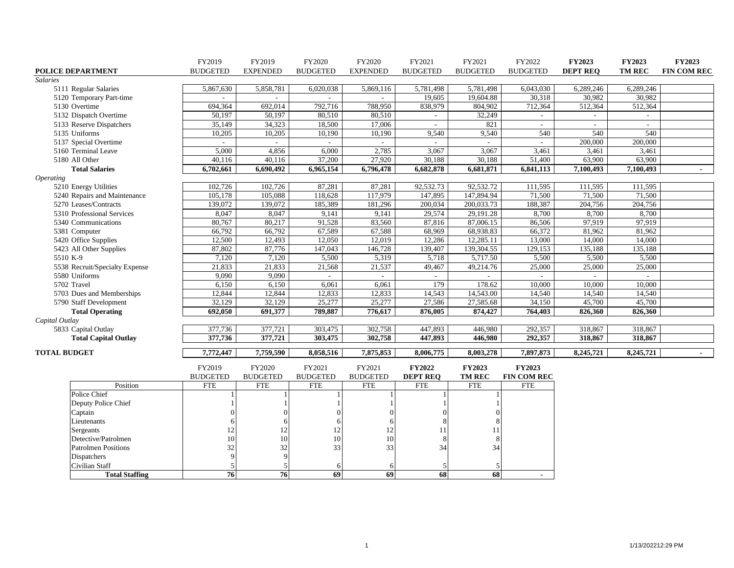| POLICE DEPARTMENT | FY2019 BUDGETED | FY2019 EXPENDED | FY2020 BUDGETED | FY2020 EXPENDED | FY2021 BUDGETED | FY2021 BUDGETED | FY2022 BUDGETED | **FY2023 DEPT REQ** | **FY2023 TM REC** | **FY2023 FIN COM REC** |
|---|---|---|---|---|---|---|---|---|---|---|
| *Salaries* | | | | | | | | | | |
| 5111 Regular Salaries | 5,867,630 | 5,858,781 | 6,020,038 | 5,869,116 | 5,781,498 | 5,781,498 | 6,043,030 | 6,289,246 | 6,289,246 | |
| 5120 Temporary Part-time | - | - | - | - | 19,605 | 19,604.88 | 30,318 | 30,982 | 30,982 | |
| 5130 Overtime | 694,364 | 692,014 | 792,716 | 788,950 | 838,979 | 804,902 | 712,364 | 512,364 | 512,364 | |
| 5132 Dispatch Overtime | 50,197 | 50,197 | 80,510 | 80,510 | - | 32,249 | - | - | - | |
| 5133 Reserve Dispatchers | 35,149 | 34,323 | 18,500 | 17,006 | - | 821 | - | - | - | |
| 5135 Uniforms | 10,205 | 10,205 | 10,190 | 10,190 | 9,540 | 9,540 | 540 | 540 | 540 | |
| 5137 Special Overtime | - | - | - | - | - | - | - | 200,000 | 200,000 | |
| 5160 Terminal Leave | 5,000 | 4,856 | 6,000 | 2,785 | 3,067 | 3,067 | 3,461 | 3,461 | 3,461 | |
| 5180 All Other | 40,116 | 40,116 | 37,200 | 27,920 | 30,188 | 30,188 | 51,400 | 63,900 | 63,900 | |
| **Total Salaries** | **6,702,661** | **6,690,492** | **6,965,154** | **6,796,478** | **6,682,878** | **6,681,871** | **6,841,113** | **7,100,493** | **7,100,493** | **-** |
| *Operating* | | | | | | | | | | |
| 5210 Energy Utilities | 102,726 | 102,726 | 87,281 | 87,281 | 92,532.73 | 92,532.72 | 111,595 | 111,595 | 111,595 | |
| 5240 Repairs and Maintenance | 105,178 | 105,088 | 118,628 | 117,979 | 147,895 | 147,894.94 | 71,500 | 71,500 | 71,500 | |
| 5270 Leases/Contracts | 139,072 | 139,072 | 185,389 | 181,296 | 200,034 | 200,033.73 | 188,387 | 204,756 | 204,756 | |
| 5310 Professional Services | 8,047 | 8,047 | 9,141 | 9,141 | 29,574 | 29,191.28 | 8,700 | 8,700 | 8,700 | |
| 5340 Communications | 80,767 | 80,217 | 91,528 | 83,560 | 87,816 | 87,006.15 | 86,506 | 97,919 | 97,919 | |
| 5381 Computer | 66,792 | 66,792 | 67,589 | 67,588 | 68,969 | 68,938.83 | 66,372 | 81,962 | 81,962 | |
| 5420 Office Supplies | 12,500 | 12,493 | 12,050 | 12,019 | 12,286 | 12,285.11 | 13,000 | 14,000 | 14,000 | |
| 5423 All Other Supplies | 87,802 | 87,776 | 147,043 | 146,728 | 139,407 | 139,304.55 | 129,153 | 135,188 | 135,188 | |
| 5510 K-9 | 7,120 | 7,120 | 5,500 | 5,319 | 5,718 | 5,717.50 | 5,500 | 5,500 | 5,500 | |
| 5538 Recruit/Specialty Expense | 21,833 | 21,833 | 21,568 | 21,537 | 49,467 | 49,214.76 | 25,000 | 25,000 | 25,000 | |
| 5580 Uniforms | 9,090 | 9,090 | - | - | - | - | - | - | - | |
| 5702 Travel | 6,150 | 6,150 | 6,061 | 6,061 | 179 | 178.62 | 10,000 | 10,000 | 10,000 | |
| 5703 Dues and Memberships | 12,844 | 12,844 | 12,833 | 12,833 | 14,543 | 14,543.00 | 14,540 | 14,540 | 14,540 | |
| 5790 Staff Development | 32,129 | 32,129 | 25,277 | 25,277 | 27,586 | 27,585.68 | 34,150 | 45,700 | 45,700 | |
| **Total Operating** | **692,050** | **691,377** | **789,887** | **776,617** | **876,005** | **874,427** | **764,403** | **826,360** | **826,360** | |
| *Capital Outlay* | | | | | | | | | | |
| 5833 Capital Outlay | 377,736 | 377,721 | 303,475 | 302,758 | 447,893 | 446,980 | 292,357 | 318,867 | 318,867 | |
| **Total Capital Outlay** | **377,736** | **377,721** | **303,475** | **302,758** | **447,893** | **446,980** | **292,357** | **318,867** | **318,867** | |
| **TOTAL BUDGET** | **7,772,447** | **7,759,590** | **8,058,516** | **7,875,853** | **8,006,775** | **8,003,278** | **7,897,873** | **8,245,721** | **8,245,721** | **-** |

| Position | FY2019 BUDGETED FTE | FY2020 BUDGETED FTE | FY2021 BUDGETED FTE | FY2021 BUDGETED FTE | **FY2022 DEPT REQ** FTE | **FY2023 TM REC** FTE | **FY2023 FIN COM REC** FTE |
|---|---|---|---|---|---|---|---|
| Police Chief | 1 | 1 | 1 | 1 | 1 | 1 | |
| Deputy Police Chief | 1 | 1 | 1 | 1 | 1 | 1 | |
| Captain | 0 | 0 | 0 | 0 | 0 | 0 | |
| Lieutenants | 6 | 6 | 6 | 6 | 8 | 8 | |
| Sergeants | 12 | 12 | 12 | 12 | 11 | 11 | |
| Detective/Patrolmen | 10 | 10 | 10 | 10 | 8 | 8 | |
| Patrolmen Positions | 32 | 32 | 33 | 33 | 34 | 34 | |
| Dispatchers | 9 | 9 | | | | | |
| Civilian Staff | 5 | 5 | 6 | 6 | 5 | 5 | |
| **Total Staffing** | **76** | **76** | **69** | **69** | **68** | **68** | **-** |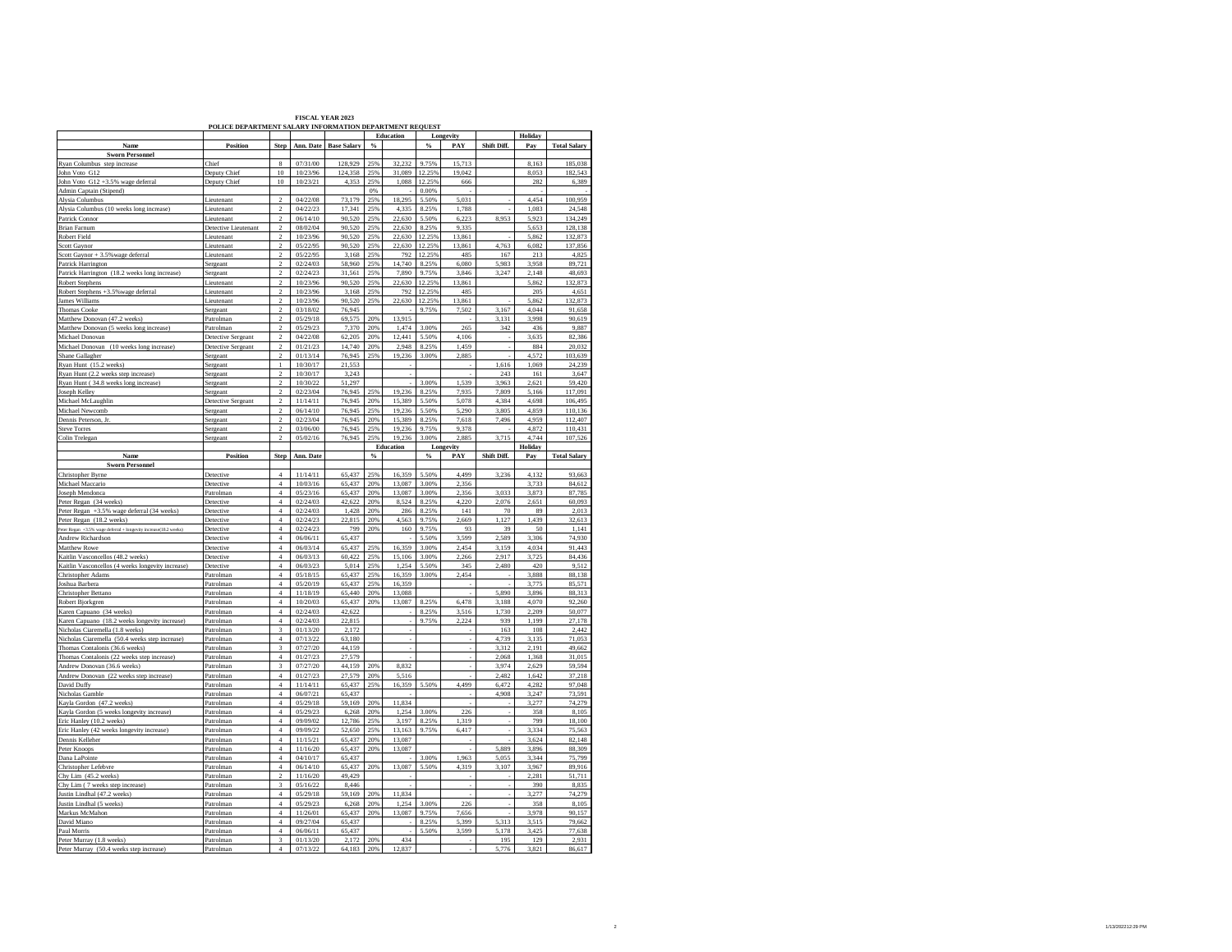# FISCAL YEAR 2023

## POLICE DEPARTMENT SALARY INFORMATION DEPARTMENT REQUEST

| Name | Position | Step | Ann. Date | Base Salary | Education % | Education | Longevity % | Longevity PAY | Shift Diff. | Holiday Pay | Total Salary |
|---|---|---|---|---|---|---|---|---|---|---|---|
| **Sworn Personnel** | | | | | | | | | | | |
| Ryan Columbus step increase | Chief | 8 | 07/31/00 | 128,929 | 25% | 32,232 | 9.75% | 15,713 | | 8,163 | 185,038 |
| John Voto G12 | Deputy Chief | 10 | 10/23/96 | 124,358 | 25% | 31,089 | 12.25% | 19,042 | | 8,053 | 182,543 |
| John Voto G12 +3.5% wage deferral | Deputy Chief | 10 | 10/23/21 | 4,353 | 25% | 1,088 | 12.25% | 666 | | 282 | 6,389 |
| Admin Captain (Stipend) | | | | | 0% | - | 0.00% | - | | - | - |
| Alysia Columbus | Lieutenant | 2 | 04/22/08 | 73,179 | 25% | 18,295 | 5.50% | 5,031 | - | 4,454 | 100,959 |
| Alysia Columbus (10 weeks long increase) | Lieutenant | 2 | 04/22/23 | 17,341 | 25% | 4,335 | 8.25% | 1,788 | - | 1,083 | 24,548 |
| Patrick Connor | Lieutenant | 2 | 06/14/10 | 90,520 | 25% | 22,630 | 5.50% | 6,223 | 8,953 | 5,923 | 134,249 |
| Brian Farnum | Detective Lieutenant | 2 | 08/02/04 | 90,520 | 25% | 22,630 | 8.25% | 9,335 | | 5,653 | 128,138 |
| Robert Field | Lieutenant | 2 | 10/23/96 | 90,520 | 25% | 22,630 | 12.25% | 13,861 | - | 5,862 | 132,873 |
| Scott Gaynor | Lieutenant | 2 | 05/22/95 | 90,520 | 25% | 22,630 | 12.25% | 13,861 | 4,763 | 6,082 | 137,856 |
| Scott Gaynor + 3.5%wage deferral | Lieutenant | 2 | 05/22/95 | 3,168 | 25% | 792 | 12.25% | 485 | 167 | 213 | 4,825 |
| Patrick Harrington | Sergeant | 2 | 02/24/03 | 58,960 | 25% | 14,740 | 8.25% | 6,080 | 5,983 | 3,958 | 89,721 |
| Patrick Harrington (18.2 weeks long increase) | Sergeant | 2 | 02/24/23 | 31,561 | 25% | 7,890 | 9.75% | 3,846 | 3,247 | 2,148 | 48,693 |
| Robert Stephens | Lieutenant | 2 | 10/23/96 | 90,520 | 25% | 22,630 | 12.25% | 13,861 | | 5,862 | 132,873 |
| Robert Stephens +3.5%wage deferral | Lieutenant | 2 | 10/23/96 | 3,168 | 25% | 792 | 12.25% | 485 | | 205 | 4,651 |
| James Williams | Lieutenant | 2 | 10/23/96 | 90,520 | 25% | 22,630 | 12.25% | 13,861 | | 5,862 | 132,873 |
| Thomas Cooke | Sergeant | 2 | 03/18/02 | 76,945 | | - | 9.75% | 7,502 | 3,167 | 4,044 | 91,658 |
| Matthew Donovan (47.2 weeks) | Patrolman | 2 | 05/29/18 | 69,575 | 20% | 13,915 | | - | 3,131 | 3,998 | 90,619 |
| Matthew Donovan (5 weeks long increase) | Patrolman | 2 | 05/29/23 | 7,370 | 20% | 1,474 | 3.00% | 265 | 342 | 436 | 9,887 |
| Michael Donovan | Detective Sergeant | 2 | 04/22/08 | 62,205 | 20% | 12,441 | 5.50% | 4,106 | - | 3,635 | 82,386 |
| Michael Donovan (10 weeks long increase) | Detective Sergeant | 2 | 01/21/23 | 14,740 | 20% | 2,948 | 8.25% | 1,459 | - | 884 | 20,032 |
| Shane Gallagher | Sergeant | 2 | 01/13/14 | 76,945 | 25% | 19,236 | 3.00% | 2,885 | - | 4,572 | 103,639 |
| Ryan Hunt (15.2 weeks) | Sergeant | 1 | 10/30/17 | 21,553 | | - | | - | 1,616 | 1,069 | 24,239 |
| Ryan Hunt (2.2 weeks step increase) | Sergeant | 2 | 10/30/17 | 3,243 | | - | | - | 243 | 161 | 3,647 |
| Ryan Hunt ( 34.8 weeks long increase) | Sergeant | 2 | 10/30/22 | 51,297 | | - | 3.00% | 1,539 | 3,963 | 2,621 | 59,420 |
| Joseph Kelley | Sergeant | 2 | 02/23/04 | 76,945 | 25% | 19,236 | 8.25% | 7,935 | 7,809 | 5,166 | 117,091 |
| Michael McLaughlin | Detective Sergeant | 2 | 11/14/11 | 76,945 | 20% | 15,389 | 5.50% | 5,078 | 4,384 | 4,698 | 106,495 |
| Michael Newcomb | Sergeant | 2 | 06/14/10 | 76,945 | 25% | 19,236 | 5.50% | 5,290 | 3,805 | 4,859 | 110,136 |
| Dennis Peterson, Jr. | Sergeant | 2 | 02/23/04 | 76,945 | 20% | 15,389 | 8.25% | 7,618 | 7,496 | 4,959 | 112,407 |
| Steve Torres | Sergeant | 2 | 03/06/00 | 76,945 | 25% | 19,236 | 9.75% | 9,378 | - | 4,872 | 110,431 |
| Colin Trelegan | Sergeant | 2 | 05/02/16 | 76,945 | 25% | 19,236 | 3.00% | 2,885 | 3,715 | 4,744 | 107,526 |

| Name | Position | Step | Ann. Date | | Education % | Education | Longevity % | Longevity PAY | Shift Diff. | Holiday Pay | Total Salary |
|---|---|---|---|---|---|---|---|---|---|---|---|
| **Sworn Personnel** | | | | | | | | | | | |
| Christopher Byrne | Detective | 4 | 11/14/11 | 65,437 | 25% | 16,359 | 5.50% | 4,499 | 3,236 | 4,132 | 93,663 |
| Michael Maccario | Detective | 4 | 10/03/16 | 65,437 | 20% | 13,087 | 3.00% | 2,356 | | 3,733 | 84,612 |
| Joseph Mendonca | Patrolman | 4 | 05/23/16 | 65,437 | 20% | 13,087 | 3.00% | 2,356 | 3,033 | 3,873 | 87,785 |
| Peter Regan (34 weeks) | Detective | 4 | 02/24/03 | 42,622 | 20% | 8,524 | 8.25% | 4,220 | 2,076 | 2,651 | 60,093 |
| Peter Regan +3.5% wage deferral (34 weeks) | Detective | 4 | 02/24/03 | 1,428 | 20% | 286 | 8.25% | 141 | 70 | 89 | 2,013 |
| Peter Regan (18.2 weeks) | Detective | 4 | 02/24/23 | 22,815 | 20% | 4,563 | 9.75% | 2,669 | 1,127 | 1,439 | 32,613 |
| Peter Regan +3.5% wage deferral + longevity increase(18.2 weeks) | Detective | 4 | 02/24/23 | 799 | 20% | 160 | 9.75% | 93 | 39 | 50 | 1,141 |
| Andrew Richardson | Detective | 4 | 06/06/11 | 65,437 | | - | 5.50% | 3,599 | 2,589 | 3,306 | 74,930 |
| Matthew Rowe | Detective | 4 | 06/03/14 | 65,437 | 25% | 16,359 | 3.00% | 2,454 | 3,159 | 4,034 | 91,443 |
| Kaitlin Vasconcellos (48.2 weeks) | Detective | 4 | 06/03/13 | 60,422 | 25% | 15,106 | 3.00% | 2,266 | 2,917 | 3,725 | 84,436 |
| Kaitlin Vasconcellos (4 weeks longevity increase) | Detective | 4 | 06/03/23 | 5,014 | 25% | 1,254 | 5.50% | 345 | 2,480 | 420 | 9,512 |
| Christopher Adams | Patrolman | 4 | 05/18/15 | 65,437 | 25% | 16,359 | 3.00% | 2,454 | - | 3,888 | 88,138 |
| Joshua Barbera | Patrolman | 4 | 05/20/19 | 65,437 | 25% | 16,359 | | | - | 3,775 | 85,571 |
| Christopher Bettano | Patrolman | 4 | 11/18/19 | 65,440 | 20% | 13,088 | | - | 5,890 | 3,896 | 88,313 |
| Robert Bjorkgren | Patrolman | 4 | 10/20/03 | 65,437 | 20% | 13,087 | 8.25% | 6,478 | 3,188 | 4,070 | 92,260 |
| Karen Capuano (34 weeks) | Patrolman | 4 | 02/24/03 | 42,622 | | - | 8.25% | 3,516 | 1,730 | 2,209 | 50,077 |
| Karen Capuano (18.2 weeks longevity increase) | Patrolman | 4 | 02/24/23 | 22,815 | | - | 9.75% | 2,224 | 939 | 1,199 | 27,178 |
| Nicholas Ciaremella (1.8 weeks) | Patrolman | 3 | 01/13/20 | 2,172 | | - | | - | 163 | 108 | 2,442 |
| Nicholas Ciaremella (50.4 weeks step increase) | Patrolman | 4 | 07/13/22 | 63,180 | | - | | - | 4,739 | 3,135 | 71,053 |
| Thomas Contalonis (36.6 weeks) | Patrolman | 3 | 07/27/20 | 44,159 | | - | | - | 3,312 | 2,191 | 49,662 |
| Thomas Contalonis (22 weeks step increase) | Patrolman | 4 | 01/27/23 | 27,579 | | - | | - | 2,068 | 1,368 | 31,015 |
| Andrew Donovan (36.6 weeks) | Patrolman | 3 | 07/27/20 | 44,159 | 20% | 8,832 | | - | 3,974 | 2,629 | 59,594 |
| Andrew Donovan (22 weeks step increase) | Patrolman | 4 | 01/27/23 | 27,579 | 20% | 5,516 | | - | 2,482 | 1,642 | 37,218 |
| David Duffy | Patrolman | 4 | 11/14/11 | 65,437 | 25% | 16,359 | 5.50% | 4,499 | 6,472 | 4,282 | 97,048 |
| Nicholas Gamble | Patrolman | 4 | 06/07/21 | 65,437 | | - | | | 4,908 | 3,247 | 73,591 |
| Kayla Gordon (47.2 weeks) | Patrolman | 4 | 05/29/18 | 59,169 | 20% | 11,834 | | - | - | 3,277 | 74,279 |
| Kayla Gordon (5 weeks longevity increase) | Patrolman | 4 | 05/29/23 | 6,268 | 20% | 1,254 | 3.00% | 226 | - | 358 | 8,105 |
| Eric Hanley (10.2 weeks) | Patrolman | 4 | 09/09/02 | 12,786 | 25% | 3,197 | 8.25% | 1,319 | - | 799 | 18,100 |
| Eric Hanley (42 weeks longevity increase) | Patrolman | 4 | 09/09/22 | 52,650 | 25% | 13,163 | 9.75% | 6,417 | - | 3,334 | 75,563 |
| Dennis Kelleher | Patrolman | 4 | 11/15/21 | 65,437 | 20% | 13,087 | | - | - | 3,624 | 82,148 |
| Peter Knoops | Patrolman | 4 | 11/16/20 | 65,437 | 20% | 13,087 | | - | 5,889 | 3,896 | 88,309 |
| Dana LaPointe | Patrolman | 4 | 04/10/17 | 65,437 | | - | 3.00% | 1,963 | 5,055 | 3,344 | 75,799 |
| Christopher Lefebvre | Patrolman | 4 | 06/14/10 | 65,437 | 20% | 13,087 | 5.50% | 4,319 | 3,107 | 3,967 | 89,916 |
| Chy Lim (45.2 weeks) | Patrolman | 2 | 11/16/20 | 49,429 | | - | | - | - | 2,281 | 51,711 |
| Chy Lim ( 7 weeks step increase) | Patrolman | 3 | 05/16/22 | 8,446 | | - | | - | - | 390 | 8,835 |
| Justin Lindhal (47.2 weeks) | Patrolman | 4 | 05/29/18 | 59,169 | 20% | 11,834 | | - | - | 3,277 | 74,279 |
| Justin Lindhal (5 weeks) | Patrolman | 4 | 05/29/23 | 6,268 | 20% | 1,254 | 3.00% | 226 | - | 358 | 8,105 |
| Markus McMahon | Patrolman | 4 | 11/26/01 | 65,437 | 20% | 13,087 | 9.75% | 7,656 | - | 3,978 | 90,157 |
| David Miano | Patrolman | 4 | 09/27/04 | 65,437 | | - | 8.25% | 5,399 | 5,313 | 3,515 | 79,662 |
| Paul Morris | Patrolman | 4 | 06/06/11 | 65,437 | | - | 5.50% | 3,599 | 5,178 | 3,425 | 77,638 |
| Peter Murray (1.8 weeks) | Patrolman | 3 | 01/13/20 | 2,172 | 20% | 434 | | - | 195 | 129 | 2,931 |
| Peter Murray (50.4 weeks step increase) | Patrolman | 4 | 07/13/22 | 64,183 | 20% | 12,837 | | - | 5,776 | 3,821 | 86,617 |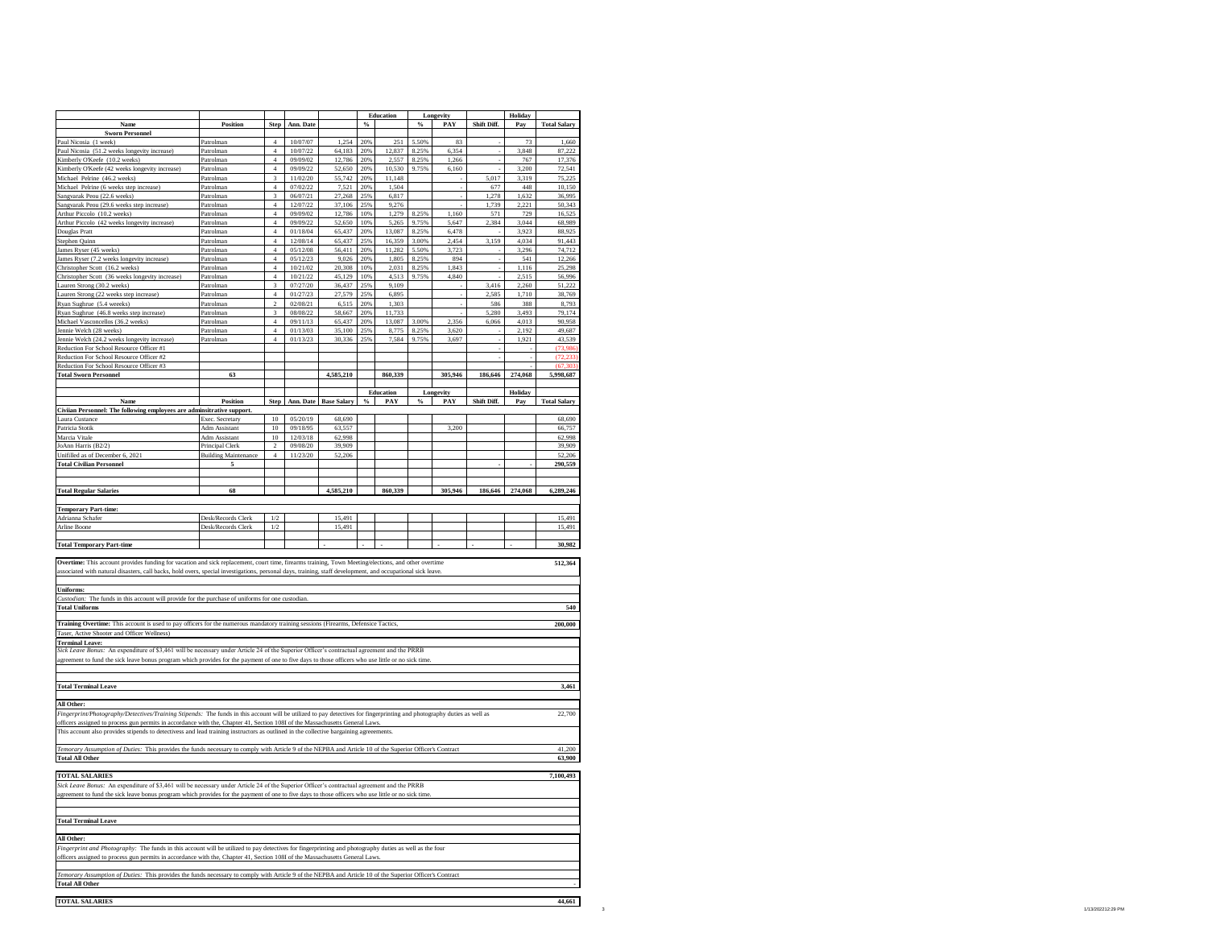| Name | Position | Step | Ann. Date | | Education % | Education | Longevity % | Longevity PAY | Shift Diff. | Holiday Pay | Total Salary |
|---|---|---|---|---|---|---|---|---|---|---|---|
| **Sworn Personnel** | | | | | | | | | | | |
| Paul Nicosia (1 week) | Patrolman | 4 | 10/07/07 | 1,254 | 20% | 251 | 5.50% | 83 | - | 73 | 1,660 |
| Paul Nicosia (51.2 weeks longevity increase) | Patrolman | 4 | 10/07/22 | 64,183 | 20% | 12,837 | 8.25% | 6,354 | - | 3,848 | 87,222 |
| Kimberly O'Keefe (10.2 weeks) | Patrolman | 4 | 09/09/02 | 12,786 | 20% | 2,557 | 8.25% | 1,266 | - | 767 | 17,376 |
| Kimberly O'Keefe (42 weeks longevity increase) | Patrolman | 4 | 09/09/22 | 52,650 | 20% | 10,530 | 9.75% | 6,160 | - | 3,200 | 72,541 |
| Michael Pelrine (46.2 weeks) | Patrolman | 3 | 11/02/20 | 55,742 | 20% | 11,148 | | - | 5,017 | 3,319 | 75,225 |
| Michael Pelrine (6 weeks step increase) | Patrolman | 4 | 07/02/22 | 7,521 | 20% | 1,504 | | - | 677 | 448 | 10,150 |
| Sangvarak Peou (22.6 weeks) | Patrolman | 3 | 06/07/21 | 27,268 | 25% | 6,817 | | - | 1,278 | 1,632 | 36,995 |
| Sangvarak Peou (29.6 weeks step increase) | Patrolman | 4 | 12/07/22 | 37,106 | 25% | 9,276 | | - | 1,739 | 2,221 | 50,343 |
| Arthur Piccolo (10.2 weeks) | Patrolman | 4 | 09/09/02 | 12,786 | 10% | 1,279 | 8.25% | 1,160 | 571 | 729 | 16,525 |
| Arthur Piccolo (42 weeks longevity increase) | Patrolman | 4 | 09/09/22 | 52,650 | 10% | 5,265 | 9.75% | 5,647 | 2,384 | 3,044 | 68,989 |
| Douglas Pratt | Patrolman | 4 | 01/18/04 | 65,437 | 20% | 13,087 | 8.25% | 6,478 | - | 3,923 | 88,925 |
| Stephen Quinn | Patrolman | 4 | 12/08/14 | 65,437 | 25% | 16,359 | 3.00% | 2,454 | 3,159 | 4,034 | 91,443 |
| James Ryser (45 weeks) | Patrolman | 4 | 05/12/08 | 56,411 | 20% | 11,282 | 5.50% | 3,723 | - | 3,296 | 74,712 |
| James Ryser (7.2 weeks longevity increase) | Patrolman | 4 | 05/12/23 | 9,026 | 20% | 1,805 | 8.25% | 894 | - | 541 | 12,266 |
| Christopher Scott (16.2 weeks) | Patrolman | 4 | 10/21/02 | 20,308 | 10% | 2,031 | 8.25% | 1,843 | - | 1,116 | 25,298 |
| Christopher Scott (36 weeks longevity increase) | Patrolman | 4 | 10/21/22 | 45,129 | 10% | 4,513 | 9.75% | 4,840 | - | 2,515 | 56,996 |
| Lauren Strong (30.2 weeks) | Patrolman | 3 | 07/27/20 | 36,437 | 25% | 9,109 | | - | 3,416 | 2,260 | 51,222 |
| Lauren Strong (22 weeks step increase) | Patrolman | 4 | 01/27/23 | 27,579 | 25% | 6,895 | | - | 2,585 | 1,710 | 38,769 |
| Ryan Sughrue (5.4 weeeks) | Patrolman | 2 | 02/08/21 | 6,515 | 20% | 1,303 | | - | 586 | 388 | 8,793 |
| Ryan Sughrue (46.8 weeks step increase) | Patrolman | 3 | 08/08/22 | 58,667 | 20% | 11,733 | | - | 5,280 | 3,493 | 79,174 |
| Michael Vasconcellos (36.2 weeks) | Patrolman | 4 | 09/11/13 | 65,437 | 20% | 13,087 | 3.00% | 2,356 | 6,066 | 4,013 | 90,958 |
| Jennie Welch (28 weeks) | Patrolman | 4 | 01/13/03 | 35,100 | 25% | 8,775 | 8.25% | 3,620 | - | 2,192 | 49,687 |
| Jennie Welch (24.2 weeks longevity increase) | Patrolman | 4 | 01/13/23 | 30,336 | 25% | 7,584 | 9.75% | 3,697 | - | 1,921 | 43,539 |
| Reduction For School Resource Officer #1 | | | | | | | | | - | - | (73,986) |
| Reduction For School Resource Officer #2 | | | | | | | | | - | - | (72,233) |
| Reduction For School Resource Officer #3 | | | | | | | | | | - | (67,303) |
| **Total Sworn Personnel** | **63** | | | **4,585,210** | | **860,339** | | **305,946** | **186,646** | **274,068** | **5,998,687** |

| Name | Position | Step | Ann. Date | Base Salary | Education % | Education PAY | Longevity % | Longevity PAY | Shift Diff. | Holiday Pay | Total Salary |
|---|---|---|---|---|---|---|---|---|---|---|---|
| **Civilian Personnel: The following employees are administrative support.** | | | | | | | | | | | |
| Laura Custance | Exec. Secretary | 10 | 05/20/19 | 68,690 | | | | | | | 68,690 |
| Patricia Stotik | Adm Assistant | 10 | 09/18/95 | 63,557 | | | | 3,200 | | | 66,757 |
| Marcia Vitale | Adm Assistant | 10 | 12/03/18 | 62,998 | | | | | | | 62,998 |
| JoAnn Harris (B2/2) | Principal Clerk | 2 | 09/08/20 | 39,909 | | | | | | | 39,909 |
| Unfilled as of December 6, 2021 | Building Maintenance | 4 | 11/23/20 | 52,206 | | | | | | | 52,206 |
| **Total Civilian Personnel** | **5** | | | | | | | | - | - | **290,559** |
| | | | | | | | | | | | |
| **Total Regular Salaries** | **68** | | | **4,585,210** | | **860,339** | | **305,946** | **186,646** | **274,068** | **6,289,246** |
| | | | | | | | | | | | |
| **Temporary Part-time:** | | | | | | | | | | | |
| Adrianna Schafer | Desk/Records Clerk | 1/2 | | 15,491 | | | | | | | 15,491 |
| Arline Boone | Desk/Records Clerk | 1/2 | | 15,491 | | | | | | | 15,491 |
| **Total Temporary Part-time** | | | | - | - | - | | - | - | - | **30,982** |

**Overtime:** This account provides funding for vacation and sick replacement, court time, firearms training, Town Meeting/elections, and other overtime associated with natural disasters, call backs, hold overs, special investigations, personal days, training, staff development, and occupational sick leave. — **512,364**

**Uniforms:**

*Custodian:* The funds in this account will provide for the purchase of uniforms for one custodian.

**Total Uniforms** — **540**

**Training Overtime:** This account is used to pay officers for the numerous mandatory training sessions (Firearms, Defensice Tactics, Taser, Active Shooter and Officer Wellness) — **200,000**

**Terminal Leave:**

*Sick Leave Bonus:* An expenditure of $3,461 will be necessary under Article 24 of the Superior Officer's contractual agreement and the PRRB agreement to fund the sick leave bonus program which provides for the payment of one to five days to those officers who use little or no sick time.

**Total Terminal Leave** — **3,461**

**All Other:**

*Fingerprint/Photography/Detectives/Training Stipends:* The funds in this account will be utilized to pay detectives for fingerprinting and photography duties as well as officers assigned to process gun permits in accordance with the, Chapter 41, Section 108I of the Massachusetts General Laws. This account also provides stipends to detectivess and lead training instructors as outlined in the collective bargaining agreements. — 22,700

*Temorary Assumption of Duties:* This provides the funds necessary to comply with Article 9 of the NEPBA and Article 10 of the Superior Officer's Contract — 41,200

**Total All Other** — **63,900**

**TOTAL SALARIES** — **7,100,493**

*Sick Leave Bonus:* An expenditure of $3,461 will be necessary under Article 24 of the Superior Officer's contractual agreement and the PRRB agreement to fund the sick leave bonus program which provides for the payment of one to five days to those officers who use little or no sick time.

**Total Terminal Leave**

**All Other:**

*Fingerprint and Photography:* The funds in this account will be utilized to pay detectives for fingerprinting and photography duties as well as the four officers assigned to process gun permits in accordance with the, Chapter 41, Section 108I of the Massachusetts General Laws.

*Temorary Assumption of Duties:* This provides the funds necessary to comply with Article 9 of the NEPBA and Article 10 of the Superior Officer's Contract

**Total All Other** — -

**TOTAL SALARIES** — **44,661**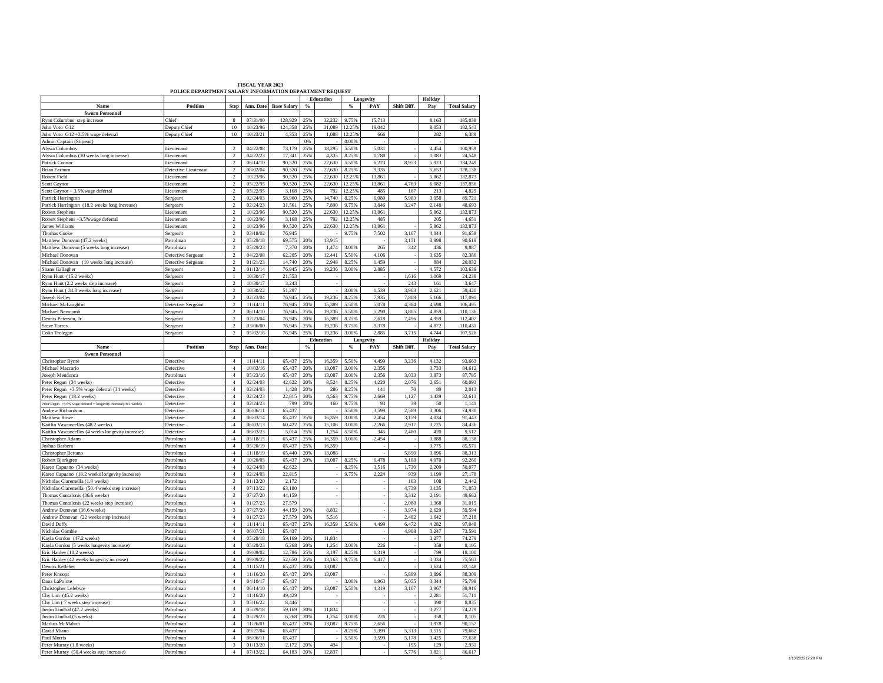# FISCAL YEAR 2023

## POLICE DEPARTMENT SALARY INFORMATION DEPARTMENT REQUEST

| Name | Position | Step | Ann. Date | Base Salary | Education % | Education | Longevity % | Longevity PAY | Shift Diff. | Holiday Pay | Total Salary |
|---|---|---|---|---|---|---|---|---|---|---|---|
| **Sworn Personnel** | | | | | | | | | | | |
| Ryan Columbus step increase | Chief | 8 | 07/31/00 | 128,929 | 25% | 32,232 | 9.75% | 15,713 | | 8,163 | 185,038 |
| John Voto G12 | Deputy Chief | 10 | 10/23/96 | 124,358 | 25% | 31,089 | 12.25% | 19,042 | | 8,053 | 182,543 |
| John Voto G12 +3.5% wage deferral | Deputy Chief | 10 | 10/23/21 | 4,353 | 25% | 1,088 | 12.25% | 666 | | 282 | 6,389 |
| Admin Captain (Stipend) | | | | | 0% | - | 0.00% | - | | - | - |
| Alysia Columbus | Lieutenant | 2 | 04/22/08 | 73,179 | 25% | 18,295 | 5.50% | 5,031 | - | 4,454 | 100,959 |
| Alysia Columbus (10 weeks long increase) | Lieutenant | 2 | 04/22/23 | 17,341 | 25% | 4,335 | 8.25% | 1,788 | - | 1,083 | 24,548 |
| Patrick Connor | Lieutenant | 2 | 06/14/10 | 90,520 | 25% | 22,630 | 5.50% | 6,223 | 8,953 | 5,923 | 134,249 |
| Brian Farnum | Detective Lieutenant | 2 | 08/02/04 | 90,520 | 25% | 22,630 | 8.25% | 9,335 | | 5,653 | 128,138 |
| Robert Field | Lieutenant | 2 | 10/23/96 | 90,520 | 25% | 22,630 | 12.25% | 13,861 | - | 5,862 | 132,873 |
| Scott Gaynor | Lieutenant | 2 | 05/22/95 | 90,520 | 25% | 22,630 | 12.25% | 13,861 | 4,763 | 6,082 | 137,856 |
| Scott Gaynor + 3.5%wage deferral | Lieutenant | 2 | 05/22/95 | 3,168 | 25% | 792 | 12.25% | 485 | 167 | 213 | 4,825 |
| Patrick Harrington | Sergeant | 2 | 02/24/03 | 58,960 | 25% | 14,740 | 8.25% | 6,080 | 5,983 | 3,958 | 89,721 |
| Patrick Harrington (18.2 weeks long increase) | Sergeant | 2 | 02/24/23 | 31,561 | 25% | 7,890 | 9.75% | 3,846 | 3,247 | 2,148 | 48,693 |
| Robert Stephens | Lieutenant | 2 | 10/23/96 | 90,520 | 25% | 22,630 | 12.25% | 13,861 | | 5,862 | 132,873 |
| Robert Stephens +3.5%wage deferral | Lieutenant | 2 | 10/23/96 | 3,168 | 25% | 792 | 12.25% | 485 | | 205 | 4,651 |
| James Williams | Lieutenant | 2 | 10/23/96 | 90,520 | 25% | 22,630 | 12.25% | 13,861 | - | 5,862 | 132,873 |
| Thomas Cooke | Sergeant | 2 | 03/18/02 | 76,945 | | - | 9.75% | 7,502 | 3,167 | 4,044 | 91,658 |
| Matthew Donovan (47.2 weeks) | Patrolman | 2 | 05/29/18 | 69,575 | 20% | 13,915 | | - | 3,131 | 3,998 | 90,619 |
| Matthew Donovan (5 weeks long increase) | Patrolman | 2 | 05/29/23 | 7,370 | 20% | 1,474 | 3.00% | 265 | 342 | 436 | 9,887 |
| Michael Donovan | Detective Sergeant | 2 | 04/22/08 | 62,205 | 20% | 12,441 | 5.50% | 4,106 | - | 3,635 | 82,386 |
| Michael Donovan (10 weeks long increase) | Detective Sergeant | 2 | 01/21/23 | 14,740 | 20% | 2,948 | 8.25% | 1,459 | - | 884 | 20,032 |
| Shane Gallagher | Sergeant | 2 | 01/13/14 | 76,945 | 25% | 19,236 | 3.00% | 2,885 | - | 4,572 | 103,639 |
| Ryan Hunt (15.2 weeks) | Sergeant | 1 | 10/30/17 | 21,553 | | - | | - | 1,616 | 1,069 | 24,239 |
| Ryan Hunt (2.2 weeks step increase) | Sergeant | 2 | 10/30/17 | 3,243 | | - | | - | 243 | 161 | 3,647 |
| Ryan Hunt ( 34.8 weeks long increase) | Sergeant | 2 | 10/30/22 | 51,297 | | - | 3.00% | 1,539 | 3,963 | 2,621 | 59,420 |
| Joseph Kelley | Sergeant | 2 | 02/23/04 | 76,945 | 25% | 19,236 | 8.25% | 7,935 | 7,809 | 5,166 | 117,091 |
| Michael McLaughlin | Detective Sergeant | 2 | 11/14/11 | 76,945 | 20% | 15,389 | 5.50% | 5,078 | 4,384 | 4,698 | 106,495 |
| Michael Newcomb | Sergeant | 2 | 06/14/10 | 76,945 | 25% | 19,236 | 5.50% | 5,290 | 3,805 | 4,859 | 110,136 |
| Dennis Peterson, Jr. | Sergeant | 2 | 02/23/04 | 76,945 | 20% | 15,389 | 8.25% | 7,618 | 7,496 | 4,959 | 112,407 |
| Steve Torres | Sergeant | 2 | 03/06/00 | 76,945 | 25% | 19,236 | 9.75% | 9,378 | - | 4,872 | 110,431 |
| Colin Trelegan | Sergeant | 2 | 05/02/16 | 76,945 | 25% | 19,236 | 3.00% | 2,885 | 3,715 | 4,744 | 107,526 |

| Name | Position | Step | Ann. Date | Base Salary | Education % | Education | Longevity % | Longevity PAY | Shift Diff. | Holiday Pay | Total Salary |
|---|---|---|---|---|---|---|---|---|---|---|---|
| **Sworn Personnel** | | | | | | | | | | | |
| Christopher Byrne | Detective | 4 | 11/14/11 | 65,437 | 25% | 16,359 | 5.50% | 4,499 | 3,236 | 4,132 | 93,663 |
| Michael Maccario | Detective | 4 | 10/03/16 | 65,437 | 20% | 13,087 | 3.00% | 2,356 | | 3,733 | 84,612 |
| Joseph Mendonca | Patrolman | 4 | 05/23/16 | 65,437 | 20% | 13,087 | 3.00% | 2,356 | 3,033 | 3,873 | 87,785 |
| Peter Regan (34 weeks) | Detective | 4 | 02/24/03 | 42,622 | 20% | 8,524 | 8.25% | 4,220 | 2,076 | 2,651 | 60,093 |
| Peter Regan +3.5% wage deferral (34 weeks) | Detective | 4 | 02/24/03 | 1,428 | 20% | 286 | 8.25% | 141 | 70 | 89 | 2,013 |
| Peter Regan (18.2 weeks) | Detective | 4 | 02/24/23 | 22,815 | 20% | 4,563 | 9.75% | 2,669 | 1,127 | 1,439 | 32,613 |
| Peter Regan +3.5% wage deferral + longevity increase(18.2 weeks) | Detective | 4 | 02/24/23 | 799 | 20% | 160 | 9.75% | 93 | 39 | 50 | 1,141 |
| Andrew Richardson | Detective | 4 | 06/06/11 | 65,437 | | - | 5.50% | 3,599 | 2,589 | 3,306 | 74,930 |
| Matthew Rowe | Detective | 4 | 06/03/14 | 65,437 | 25% | 16,359 | 3.00% | 2,454 | 3,159 | 4,034 | 91,443 |
| Kaitlin Vasconcellos (48.2 weeks) | Detective | 4 | 06/03/13 | 60,422 | 25% | 15,106 | 3.00% | 2,266 | 2,917 | 3,725 | 84,436 |
| Kaitlin Vasconcellos (4 weeks longevity increase) | Detective | 4 | 06/03/23 | 5,014 | 25% | 1,254 | 5.50% | 345 | 2,480 | 420 | 9,512 |
| Christopher Adams | Patrolman | 4 | 05/18/15 | 65,437 | 25% | 16,359 | 3.00% | 2,454 | - | 3,888 | 88,138 |
| Joshua Barbera | Patrolman | 4 | 05/20/19 | 65,437 | 25% | 16,359 | | - | - | 3,775 | 85,571 |
| Christopher Bettano | Patrolman | 4 | 11/18/19 | 65,440 | 20% | 13,088 | | - | 5,890 | 3,896 | 88,313 |
| Robert Bjorkgren | Patrolman | 4 | 10/20/03 | 65,437 | 20% | 13,087 | 8.25% | 6,478 | 3,188 | 4,070 | 92,260 |
| Karen Capuano (34 weeks) | Patrolman | 4 | 02/24/03 | 42,622 | | - | 8.25% | 3,516 | 1,730 | 2,209 | 50,077 |
| Karen Capuano (18.2 weeks longevity increase) | Patrolman | 4 | 02/24/03 | 22,815 | | - | 9.75% | 2,224 | 939 | 1,199 | 27,178 |
| Nicholas Ciaremella (1.8 weeks) | Patrolman | 3 | 01/13/20 | 2,172 | | - | | - | 163 | 108 | 2,442 |
| Nicholas Ciaremella (50.4 weeks step increase) | Patrolman | 4 | 07/13/22 | 63,180 | | - | | - | 4,739 | 3,135 | 71,053 |
| Thomas Contalonis (36.6 weeks) | Patrolman | 3 | 07/27/20 | 44,159 | | - | | - | 3,312 | 2,191 | 49,662 |
| Thomas Contalonis (22 weeks step increase) | Patrolman | 4 | 01/27/23 | 27,579 | | - | | - | 2,068 | 1,368 | 31,015 |
| Andrew Donovan (36.6 weeks) | Patrolman | 3 | 07/27/20 | 44,159 | 20% | 8,832 | | - | 3,974 | 2,629 | 59,594 |
| Andrew Donovan (22 weeks step increase) | Patrolman | 4 | 01/27/23 | 27,579 | 20% | 5,516 | | - | 2,482 | 1,642 | 37,218 |
| David Duffy | Patrolman | 4 | 11/14/11 | 65,437 | 25% | 16,359 | 5.50% | 4,499 | 6,472 | 4,282 | 97,048 |
| Nicholas Gamble | Patrolman | 4 | 06/07/21 | 65,437 | | - | | - | 4,908 | 3,247 | 73,591 |
| Kayla Gordon (47.2 weeks) | Patrolman | 4 | 05/29/18 | 59,169 | 20% | 11,834 | | - | - | 3,277 | 74,279 |
| Kayla Gordon (5 weeks longevity increase) | Patrolman | 4 | 05/29/23 | 6,268 | 20% | 1,254 | 3.00% | 226 | - | 358 | 8,105 |
| Eric Hanley (10.2 weeks) | Patrolman | 4 | 09/09/02 | 12,786 | 25% | 3,197 | 8.25% | 1,319 | - | 799 | 18,100 |
| Eric Hanley (42 weeks longevity increase) | Patrolman | 4 | 09/09/22 | 52,650 | 25% | 13,163 | 9.75% | 6,417 | - | 3,334 | 75,563 |
| Dennis Kelleher | Patrolman | 4 | 11/15/21 | 65,437 | 20% | 13,087 | | - | - | 3,624 | 82,148 |
| Peter Knoops | Patrolman | 4 | 11/16/20 | 65,437 | 20% | 13,087 | | - | 5,889 | 3,896 | 88,309 |
| Dana LaPointe | Patrolman | 4 | 04/10/17 | 65,437 | | - | 3.00% | 1,963 | 5,055 | 3,344 | 75,799 |
| Christopher Lefebvre | Patrolman | 4 | 06/14/10 | 65,437 | 20% | 13,087 | 5.50% | 4,319 | 3,107 | 3,967 | 89,916 |
| Chy Lim (45.2 weeks) | Patrolman | 2 | 11/16/20 | 49,429 | | - | | - | - | 2,281 | 51,711 |
| Chy Lim ( 7 weeks step increase) | Patrolman | 3 | 05/16/22 | 8,446 | | - | | - | - | 390 | 8,835 |
| Justin Lindhal (47.2 weeks) | Patrolman | 4 | 05/29/18 | 59,169 | 20% | 11,834 | | - | - | 3,277 | 74,279 |
| Justin Lindhal (5 weeks) | Patrolman | 4 | 05/29/23 | 6,268 | 20% | 1,254 | 3.00% | 226 | - | 358 | 8,105 |
| Markus McMahon | Patrolman | 4 | 11/26/01 | 65,437 | 20% | 13,087 | 9.75% | 7,656 | - | 3,978 | 90,157 |
| David Miano | Patrolman | 4 | 09/27/04 | 65,437 | | - | 8.25% | 5,399 | 5,313 | 3,515 | 79,662 |
| Paul Morris | Patrolman | 4 | 06/06/11 | 65,437 | | - | 5.50% | 3,599 | 5,178 | 3,425 | 77,638 |
| Peter Murray (1.8 weeks) | Patrolman | 3 | 01/13/20 | 2,172 | 20% | 434 | | - | 195 | 129 | 2,931 |
| Peter Murray (50.4 weeks step increase) | Patrolman | 4 | 07/13/22 | 64,183 | 20% | 12,837 | | - | 5,776 | 3,821 | 86,617 |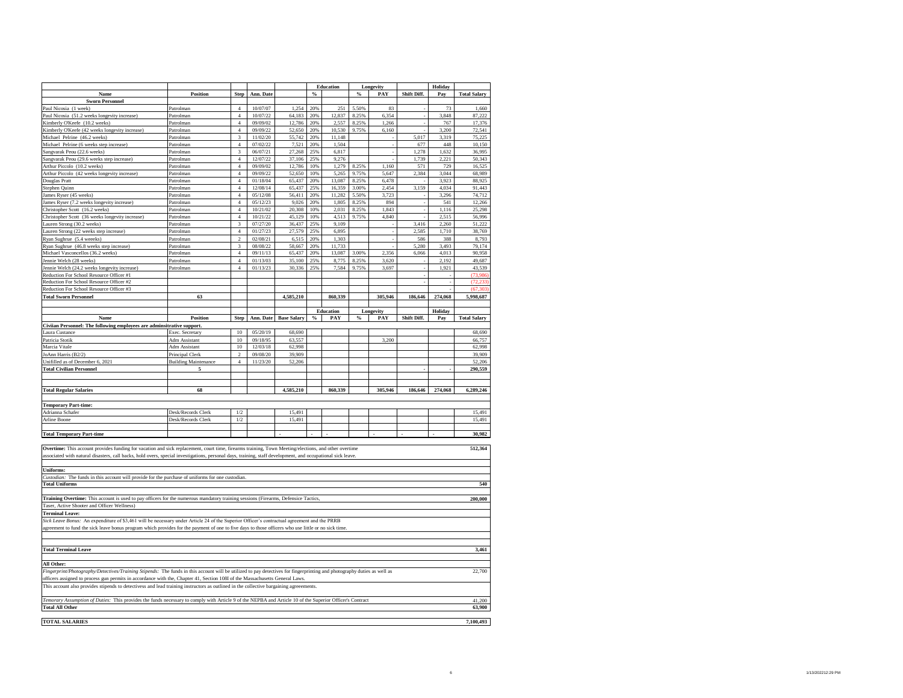| Name | Position | Step | Ann. Date | Base Salary | Education % | Education PAY | Longevity % | Longevity PAY | Shift Diff. | Holiday Pay | Total Salary |
|---|---|---|---|---|---|---|---|---|---|---|---|
| **Sworn Personnel** | | | | | | | | | | | |
| Paul Nicosia (1 week) | Patrolman | 4 | 10/07/07 | 1,254 | 20% | 251 | 5.50% | 83 | - | 73 | 1,660 |
| Paul Nicosia (51.2 weeks longevity increase) | Patrolman | 4 | 10/07/22 | 64,183 | 20% | 12,837 | 8.25% | 6,354 | - | 3,848 | 87,222 |
| Kimberly O'Keefe (10.2 weeks) | Patrolman | 4 | 09/09/02 | 12,786 | 20% | 2,557 | 8.25% | 1,266 | - | 767 | 17,376 |
| Kimberly O'Keefe (42 weeks longevity increase) | Patrolman | 4 | 09/09/22 | 52,650 | 20% | 10,530 | 9.75% | 6,160 | - | 3,200 | 72,541 |
| Michael Pelrine (46.2 weeks) | Patrolman | 3 | 11/02/20 | 55,742 | 20% | 11,148 | | - | 5,017 | 3,319 | 75,225 |
| Michael Pelrine (6 weeks step increase) | Patrolman | 4 | 07/02/22 | 7,521 | 20% | 1,504 | | - | 677 | 448 | 10,150 |
| Sangvarak Peou (22.6 weeks) | Patrolman | 3 | 06/07/21 | 27,268 | 25% | 6,817 | | - | 1,278 | 1,632 | 36,995 |
| Sangvarak Peou (29.6 weeks step increase) | Patrolman | 4 | 12/07/22 | 37,106 | 25% | 9,276 | | - | 1,739 | 2,221 | 50,343 |
| Arthur Piccolo (10.2 weeks) | Patrolman | 4 | 09/09/02 | 12,786 | 10% | 1,279 | 8.25% | 1,160 | 571 | 729 | 16,525 |
| Arthur Piccolo (42 weeks longevity increase) | Patrolman | 4 | 09/09/22 | 52,650 | 10% | 5,265 | 9.75% | 5,647 | 2,384 | 3,044 | 68,989 |
| Douglas Pratt | Patrolman | 4 | 01/18/04 | 65,437 | 20% | 13,087 | 8.25% | 6,478 | - | 3,923 | 88,925 |
| Stephen Quinn | Patrolman | 4 | 12/08/14 | 65,437 | 25% | 16,359 | 3.00% | 2,454 | 3,159 | 4,034 | 91,443 |
| James Ryser (45 weeks) | Patrolman | 4 | 05/12/08 | 56,411 | 20% | 11,282 | 5.50% | 3,723 | - | 3,296 | 74,712 |
| James Ryser (7.2 weeks longevity increase) | Patrolman | 4 | 05/12/23 | 9,026 | 20% | 1,805 | 8.25% | 894 | - | 541 | 12,266 |
| Christopher Scott (16.2 weeks) | Patrolman | 4 | 10/21/02 | 20,308 | 10% | 2,031 | 8.25% | 1,843 | - | 1,116 | 25,298 |
| Christopher Scott (36 weeks longevity increase) | Patrolman | 4 | 10/21/22 | 45,129 | 10% | 4,513 | 9.75% | 4,840 | - | 2,515 | 56,996 |
| Lauren Strong (30.2 weeks) | Patrolman | 3 | 07/27/20 | 36,437 | 25% | 9,109 | | - | 3,416 | 2,260 | 51,222 |
| Lauren Strong (22 weeks step increase) | Patrolman | 4 | 01/27/23 | 27,579 | 25% | 6,895 | | - | 2,585 | 1,710 | 38,769 |
| Ryan Sughrue (5.4 weeeks) | Patrolman | 2 | 02/08/21 | 6,515 | 20% | 1,303 | | - | 586 | 388 | 8,793 |
| Ryan Sughrue (46.8 weeks step increase) | Patrolman | 3 | 08/08/22 | 58,667 | 20% | 11,733 | | - | 5,280 | 3,493 | 79,174 |
| Michael Vasconcellos (36.2 weeks) | Patrolman | 4 | 09/11/13 | 65,437 | 20% | 13,087 | 3.00% | 2,356 | 6,066 | 4,013 | 90,958 |
| Jennie Welch (28 weeks) | Patrolman | 4 | 01/13/03 | 35,100 | 25% | 8,775 | 8.25% | 3,620 | - | 2,192 | 49,687 |
| Jennie Welch (24.2 weeks longevity increase) | Patrolman | 4 | 01/13/23 | 30,336 | 25% | 7,584 | 9.75% | 3,697 | - | 1,921 | 43,539 |
| Reduction For School Resource Officer #1 | | | | | | | | | - | - | (73,986) |
| Reduction For School Resource Officer #2 | | | | | | | | | - | - | (72,233) |
| Reduction For School Resource Officer #3 | | | | | | | | | | - | (67,303) |
| **Total Sworn Personnel** | **63** | | | **4,585,210** | | **860,339** | | **305,946** | **186,646** | **274,068** | **5,998,687** |

| Name | Position | Step | Ann. Date | Base Salary | Education % | Education PAY | Longevity % | Longevity PAY | Shift Diff. | Holiday Pay | Total Salary |
|---|---|---|---|---|---|---|---|---|---|---|---|
| **Civiian Personnel: The following employees are administrative support.** | | | | | | | | | | | |
| Laura Custance | Exec. Secretary | 10 | 05/20/19 | 68,690 | | | | | | | 68,690 |
| Patricia Stotik | Adm Assistant | 10 | 09/18/95 | 63,557 | | | | 3,200 | | | 66,757 |
| Marcia Vitale | Adm Assistant | 10 | 12/03/18 | 62,998 | | | | | | | 62,998 |
| JoAnn Harris (B2/2) | Principal Clerk | 2 | 09/08/20 | 39,909 | | | | | | | 39,909 |
| Unifilled as of December 6, 2021 | Building Maintenance | 4 | 11/23/20 | 52,206 | | | | | | | 52,206 |
| **Total Civilian Personnel** | **5** | | | | | | | | - | - | **290,559** |
| | | | | | | | | | | | |
| **Total Regular Salaries** | **68** | | | **4,585,210** | | **860,339** | | **305,946** | **186,646** | **274,068** | **6,289,246** |
| | | | | | | | | | | | |
| **Temporary Part-time:** | | | | | | | | | | | |
| Adrianna Schafer | Desk/Records Clerk | 1/2 | | 15,491 | | | | | | | 15,491 |
| Arline Boone | Desk/Records Clerk | 1/2 | | 15,491 | | | | | | | 15,491 |
| **Total Temporary Part-time** | | | | - | - | - | | - | - | - | **30,982** |

**Overtime:** This account provides funding for vacation and sick replacement, court time, firearms training, Town Meeting/elections, and other overtime associated with natural disasters, call backs, hold overs, special investigations, personal days, training, staff development, and occupational sick leave. — **512,364**

**Uniforms:**

*Custodian:* The funds in this account will provide for the purchase of uniforms for one custodian.

**Total Uniforms** — **540**

**Training Overtime:** This account is used to pay officers for the numerous mandatory training sessions (Firearms, Defensice Tactics, Taser, Active Shooter and Officer Wellness) — **200,000**

**Terminal Leave:**

*Sick Leave Bonus:* An expenditure of $3,461 will be necessary under Article 24 of the Superior Officer's contractual agreement and the PRRB agreement to fund the sick leave bonus program which provides for the payment of one to five days to those officers who use little or no sick time.

**Total Terminal Leave** — **3,461**

**All Other:**

*Fingerprint/Photography/Detectives/Training Stipends:* The funds in this account will be utilized to pay detectives for fingerprinting and photography duties as well as officers assigned to process gun permits in accordance with the, Chapter 41, Section 108I of the Massachusetts General Laws. — 22,700

This account also provides stipends to detectivess and lead training instructors as outlined in the collective bargaining agreeements.

*Temorary Assumption of Duties:* This provides the funds necessary to comply with Article 9 of the NEPBA and Article 10 of the Superior Officer's Contract — 41,200

**Total All Other** — **63,900**

**TOTAL SALARIES** — **7,100,493**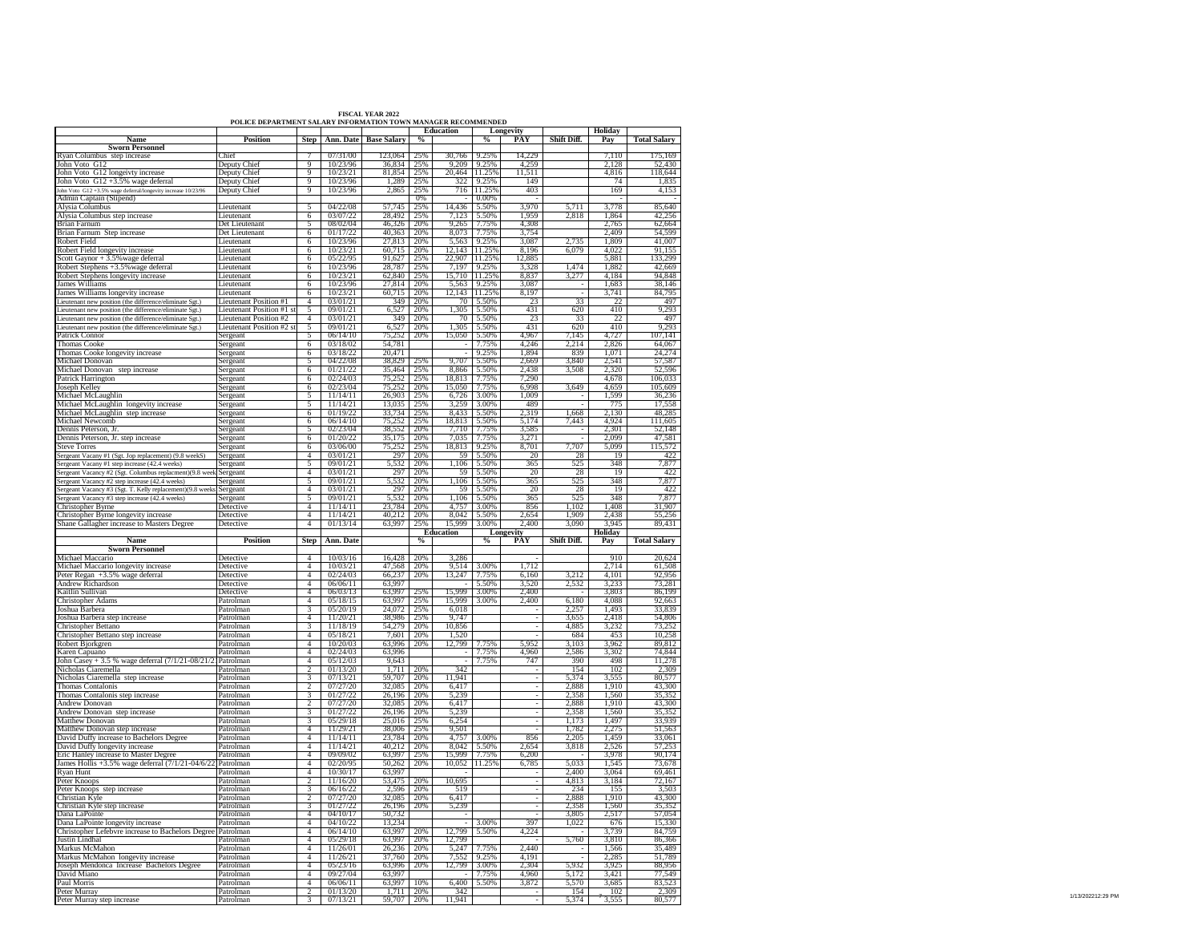# FISCAL YEAR 2022

## POLICE DEPARTMENT SALARY INFORMATION TOWN MANAGER RECOMMENDED

| Name | Position | Step | Ann. Date | Base Salary | Education % | Education | Longevity % | Longevity PAY | Shift Diff. | Holiday Pay | Total Salary |
|---|---|---|---|---|---|---|---|---|---|---|---|
| **Sworn Personnel** | | | | | | | | | | | |
| Ryan Columbus step increase | Chief | 7 | 07/31/00 | 123,064 | 25% | 30,766 | 9.25% | 14,229 | | 7,110 | 175,169 |
| John Voto G12 | Deputy Chief | 9 | 10/23/96 | 36,834 | 25% | 9,209 | 9.25% | 4,259 | | 2,128 | 52,430 |
| John Voto G12 longeivty increase | Deputy Chief | 9 | 10/23/21 | 81,854 | 25% | 20,464 | 11.25% | 11,511 | | 4,816 | 118,644 |
| John Voto G12 +3.5% wage deferral | Deputy Chief | 9 | 10/23/96 | 1,289 | 25% | 322 | 9.25% | 149 | | 74 | 1,835 |
| John Voto G12 +3.5% wage deferral/longevity increase 10/23/96 | Deputy Chief | 9 | 10/23/96 | 2,865 | 25% | 716 | 11.25% | 403 | | 169 | 4,153 |
| Admin Captain (Stipend) | | | | | 0% | - | 0.00% | - | | - | - |
| Alysia Columbus | Lieutenant | 5 | 04/22/08 | 57,745 | 25% | 14,436 | 5.50% | 3,970 | 5,711 | 3,778 | 85,640 |
| Alysia Columbus step increase | Lieutenant | 6 | 03/07/22 | 28,492 | 25% | 7,123 | 5.50% | 1,959 | 2,818 | 1,864 | 42,256 |
| Brian Farnum | Det Lieutenant | 5 | 08/02/04 | 46,326 | 20% | 9,265 | 7.75% | 4,308 | | 2,765 | 62,664 |
| Brian Farnum Step increase | Det Lieutenant | 6 | 01/17/22 | 40,363 | 20% | 8,073 | 7.75% | 3,754 | | 2,409 | 54,599 |
| Robert Field | Lieutenant | 6 | 10/23/96 | 27,813 | 20% | 5,563 | 9.25% | 3,087 | 2,735 | 1,809 | 41,007 |
| Robert Field longevity increase | Lieutenant | 6 | 10/23/21 | 60,715 | 20% | 12,143 | 11.25% | 8,196 | 6,079 | 4,022 | 91,155 |
| Scott Gaynor + 3.5%wage deferral | Lieutenant | 6 | 05/22/95 | 91,627 | 25% | 22,907 | 11.25% | 12,885 | | 5,881 | 133,299 |
| Robert Stephens +3.5%wage deferral | Lieutenant | 6 | 10/23/96 | 28,787 | 25% | 7,197 | 9.25% | 3,328 | 1,474 | 1,882 | 42,669 |
| Robert Stephens longevity increase | Lieutenant | 6 | 10/23/21 | 62,840 | 25% | 15,710 | 11.25% | 8,837 | 3,277 | 4,184 | 94,848 |
| James Williams | Lieutenant | 6 | 10/23/96 | 27,814 | 20% | 5,563 | 9.25% | 3,087 | - | 1,683 | 38,146 |
| James Williams longevity increase | Lieutenant | 6 | 10/23/21 | 60,715 | 20% | 12,143 | 11.25% | 8,197 | - | 3,741 | 84,795 |
| Lieutenant new position (the difference/eliminate Sgt.) | Lieutenant Position #1 | 4 | 03/01/21 | 349 | 20% | 70 | 5.50% | 23 | 33 | 22 | 497 |
| Lieutenant new position (the difference/eliminate Sgt.) | Lieutenant Position #1 st | 5 | 09/01/21 | 6,527 | 20% | 1,305 | 5.50% | 431 | 620 | 410 | 9,293 |
| Lieutenant new position (the difference/eliminate Sgt.) | Lieutenant Position #2 | 4 | 03/01/21 | 349 | 20% | 70 | 5.50% | 23 | 33 | 22 | 497 |
| Lieutenant new position (the difference/eliminate Sgt.) | Lieutenant Position #2 st | 5 | 09/01/21 | 6,527 | 20% | 1,305 | 5.50% | 431 | 620 | 410 | 9,293 |
| Patrick Connor | Sergeant | 5 | 06/14/10 | 75,252 | 20% | 15,050 | 5.50% | 4,967 | 7,145 | 4,727 | 107,141 |
| Thomas Cooke | Sergeant | 6 | 03/18/02 | 54,781 | | - | 7.75% | 4,246 | 2,214 | 2,826 | 64,067 |
| Thomas Cooke longevity increase | Sergeant | 6 | 03/18/22 | 20,471 | | - | 9.25% | 1,894 | 839 | 1,071 | 24,274 |
| Michael Donovan | Sergeant | 5 | 04/22/08 | 38,829 | 25% | 9,707 | 5.50% | 2,669 | 3,840 | 2,541 | 57,587 |
| Michael Donovan step increase | Sergeant | 6 | 01/21/22 | 35,464 | 25% | 8,866 | 5.50% | 2,438 | 3,508 | 2,320 | 52,596 |
| Patrick Harrington | Sergeant | 6 | 02/24/03 | 75,252 | 25% | 18,813 | 7.75% | 7,290 | | 4,678 | 106,033 |
| Joseph Kelley | Sergeant | 6 | 02/23/04 | 75,252 | 20% | 15,050 | 7.75% | 6,998 | 3,649 | 4,659 | 105,609 |
| Michael McLaughlin | Sergeant | 5 | 11/14/11 | 26,903 | 25% | 6,726 | 3.00% | 1,009 | - | 1,599 | 36,236 |
| Michael McLaughlin longevity increase | Sergeant | 5 | 11/14/21 | 13,035 | 25% | 3,259 | 3.00% | 489 | - | 775 | 17,558 |
| Michael McLaughlin step increase | Sergeant | 6 | 01/19/22 | 33,734 | 25% | 8,433 | 5.50% | 2,319 | 1,668 | 2,130 | 48,285 |
| Michael Newcomb | Sergeant | 6 | 06/14/10 | 75,252 | 25% | 18,813 | 5.50% | 5,174 | 7,443 | 4,924 | 111,605 |
| Dennis Peterson, Jr. | Sergeant | 5 | 02/23/04 | 38,552 | 20% | 7,710 | 7.75% | 3,585 | - | 2,301 | 52,148 |
| Dennis Peterson, Jr. step increase | Sergeant | 6 | 01/20/22 | 35,175 | 20% | 7,035 | 7.75% | 3,271 | - | 2,099 | 47,581 |
| Steve Torres | Sergeant | 6 | 03/06/00 | 75,252 | 25% | 18,813 | 9.25% | 8,701 | 7,707 | 5,099 | 115,572 |
| Sergeant Vacany #1 (Sgt. Jop replacement) (9.8 weekS) | Sergeant | 4 | 03/01/21 | 297 | 20% | 59 | 5.50% | 20 | 28 | 19 | 422 |
| Sergeant Vacany #1 step increase (42.4 weeks) | Sergeant | 5 | 09/01/21 | 5,532 | 20% | 1,106 | 5.50% | 365 | 525 | 348 | 7,877 |
| Sergeant Vacancy #2 (Sgt. Columbus replacment)(9.8 week | Sergeant | 4 | 03/01/21 | 297 | 20% | 59 | 5.50% | 20 | 28 | 19 | 422 |
| Sergeant Vacancy #2 step increase (42.4 weeks) | Sergeant | 5 | 09/01/21 | 5,532 | 20% | 1,106 | 5.50% | 365 | 525 | 348 | 7,877 |
| Sergeant Vacancy #3 (Sgt. T. Kelly replacement)(9.8 weeks | Sergeant | 4 | 03/01/21 | 297 | 20% | 59 | 5.50% | 20 | 28 | 19 | 422 |
| Sergeant Vacancy #3 step increase (42.4 weeks) | Sergeant | 5 | 09/01/21 | 5,532 | 20% | 1,106 | 5.50% | 365 | 525 | 348 | 7,877 |
| Christopher Byrne | Detective | 4 | 11/14/11 | 23,784 | 20% | 4,757 | 3.00% | 856 | 1,102 | 1,408 | 31,907 |
| Christopher Byrne longevity increase | Detective | 4 | 11/14/21 | 40,212 | 20% | 8,042 | 5.50% | 2,654 | 1,909 | 2,438 | 55,256 |
| Shane Gallagher increase to Masters Degree | Detective | 4 | 01/13/14 | 63,997 | 25% | 15,999 | 3.00% | 2,400 | 3,090 | 3,945 | 89,431 |

| Name | Position | Step | Ann. Date | Base Salary | Education % | Education | Longevity % | Longevity PAY | Shift Diff. | Holiday Pay | Total Salary |
|---|---|---|---|---|---|---|---|---|---|---|---|
| **Sworn Personnel** | | | | | | | | | | | |
| Michael Maccario | Detective | 4 | 10/03/16 | 16,428 | 20% | 3,286 | | - | | 910 | 20,624 |
| Michael Maccario longevity increase | Detective | 4 | 10/03/21 | 47,568 | 20% | 9,514 | 3.00% | 1,712 | | 2,714 | 61,508 |
| Peter Regan +3.5% wage deferral | Detective | 4 | 02/24/03 | 66,237 | 20% | 13,247 | 7.75% | 6,160 | 3,212 | 4,101 | 92,956 |
| Andrew Richardson | Detective | 4 | 06/06/11 | 63,997 | | - | 5.50% | 3,520 | 2,532 | 3,233 | 73,281 |
| Kaitlin Sullivan | Detective | 4 | 06/03/13 | 63,997 | 25% | 15,999 | 3.00% | 2,400 | - | 3,803 | 86,199 |
| Christopher Adams | Patrolman | 4 | 05/18/15 | 63,997 | 25% | 15,999 | 3.00% | 2,400 | 6,180 | 4,088 | 92,663 |
| Joshua Barbera | Patrolman | 3 | 05/20/19 | 24,072 | 25% | 6,018 | | - | 2,257 | 1,493 | 33,839 |
| Joshua Barbera step increase | Patrolman | 4 | 11/20/21 | 38,986 | 25% | 9,747 | | - | 3,655 | 2,418 | 54,806 |
| Christopher Bettano | Patrolman | 3 | 11/18/19 | 54,279 | 20% | 10,856 | | - | 4,885 | 3,232 | 73,252 |
| Christopher Bettano step increase | Patrolman | 4 | 05/18/21 | 7,601 | 20% | 1,520 | | - | 684 | 453 | 10,258 |
| Robert Bjorkgren | Patrolman | 4 | 10/20/03 | 63,996 | 20% | 12,799 | 7.75% | 5,952 | 3,103 | 3,962 | 89,812 |
| Karen Capuano | Patrolman | 4 | 02/24/03 | 63,996 | | - | 7.75% | 4,960 | 2,586 | 3,302 | 74,844 |
| John Casey + 3.5 % wage deferral (7/1/21-08/21/2 | Patrolman | 4 | 05/12/03 | 9,643 | | - | 7.75% | 747 | 390 | 498 | 11,278 |
| Nicholas Ciaremella | Patrolman | 2 | 01/13/20 | 1,711 | 20% | 342 | | - | 154 | 102 | 2,309 |
| Nicholas Ciaremella step increase | Patrolman | 3 | 07/13/21 | 59,707 | 20% | 11,941 | | - | 5,374 | 3,555 | 80,577 |
| Thomas Contalonis | Patrolman | 2 | 07/27/20 | 32,085 | 20% | 6,417 | | - | 2,888 | 1,910 | 43,300 |
| Thomas Contalonis step increase | Patrolman | 3 | 01/27/22 | 26,196 | 20% | 5,239 | | - | 2,358 | 1,560 | 35,352 |
| Andrew Donovan | Patrolman | 2 | 07/27/20 | 32,085 | 20% | 6,417 | | - | 2,888 | 1,910 | 43,300 |
| Andrew Donovan step increase | Patrolman | 3 | 01/27/22 | 26,196 | 20% | 5,239 | | - | 2,358 | 1,560 | 35,352 |
| Matthew Donovan | Patrolman | 3 | 05/29/18 | 25,016 | 25% | 6,254 | | - | 1,173 | 1,497 | 33,939 |
| Matthew Donovan step increase | Patrolman | 4 | 11/29/21 | 38,006 | 25% | 9,501 | | - | 1,782 | 2,275 | 51,563 |
| David Duffy increase to Bachelors Degree | Patrolman | 4 | 11/14/11 | 23,784 | 20% | 4,757 | 3.00% | 856 | 2,205 | 1,459 | 33,061 |
| David Duffy longevity increase | Patrolman | 4 | 11/14/21 | 40,212 | 20% | 8,042 | 5.50% | 2,654 | 3,818 | 2,526 | 57,253 |
| Eric Hanley increase to Master Degree | Patrolman | 4 | 09/09/02 | 63,997 | 25% | 15,999 | 7.75% | 6,200 | | 3,978 | 90,174 |
| James Hollis +3.5% wage deferral (7/1/21-04/6/22 | Patrolman | 4 | 02/20/95 | 50,262 | 20% | 10,052 | 11.25% | 6,785 | 5,033 | 1,545 | 73,678 |
| Ryan Hunt | Patrolman | 4 | 10/30/17 | 63,997 | | - | | - | 2,400 | 3,064 | 69,461 |
| Peter Knoops | Patrolman | 2 | 11/16/20 | 53,475 | 20% | 10,695 | | - | 4,813 | 3,184 | 72,167 |
| Peter Knoops step increase | Patrolman | 3 | 06/16/22 | 2,596 | 20% | 519 | | - | 234 | 155 | 3,503 |
| Christian Kyle | Patrolman | 2 | 07/27/20 | 32,085 | 20% | 6,417 | | - | 2,888 | 1,910 | 43,300 |
| Christian Kyle step increase | Patrolman | 3 | 01/27/22 | 26,196 | 20% | 5,239 | | - | 2,358 | 1,560 | 35,352 |
| Dana LaPointe | Patrolman | 4 | 04/10/17 | 50,732 | | - | | - | 3,805 | 2,517 | 57,054 |
| Dana LaPointe longevity increase | Patrolman | 4 | 04/10/22 | 13,234 | | - | 3.00% | 397 | 1,022 | 676 | 15,330 |
| Christopher Lefebvre increase to Bachelors Degree | Patrolman | 4 | 06/14/10 | 63,997 | 20% | 12,799 | 5.50% | 4,224 | - | 3,739 | 84,759 |
| Justin Lindhal | Patrolman | 4 | 05/29/18 | 63,997 | 20% | 12,799 | | - | 5,760 | 3,810 | 86,366 |
| Markus McMahon | Patrolman | 4 | 11/26/01 | 26,236 | 20% | 5,247 | 7.75% | 2,440 | - | 1,566 | 35,489 |
| Markus McMahon longevity increase | Patrolman | 4 | 11/26/21 | 37,760 | 20% | 7,552 | 9.25% | 4,191 | - | 2,285 | 51,789 |
| Joseph Mendonca Increase Bachelors Degree | Patrolman | 4 | 05/23/16 | 63,996 | 20% | 12,799 | 3.00% | 2,304 | 5,932 | 3,925 | 88,956 |
| David Miano | Patrolman | 4 | 09/27/04 | 63,997 | | - | 7.75% | 4,960 | 5,172 | 3,421 | 77,549 |
| Paul Morris | Patrolman | 4 | 06/06/11 | 63,997 | 10% | 6,400 | 5.50% | 3,872 | 5,570 | 3,685 | 83,523 |
| Peter Murray | Patrolman | 2 | 01/13/20 | 1,711 | 20% | 342 | | - | 154 | 102 | 2,309 |
| Peter Murray step increase | Patrolman | 3 | 07/13/21 | 59,707 | 20% | 11,941 | | - | 5,374 | 3,555 | 80,577 |

1/13/2022 12:29 PM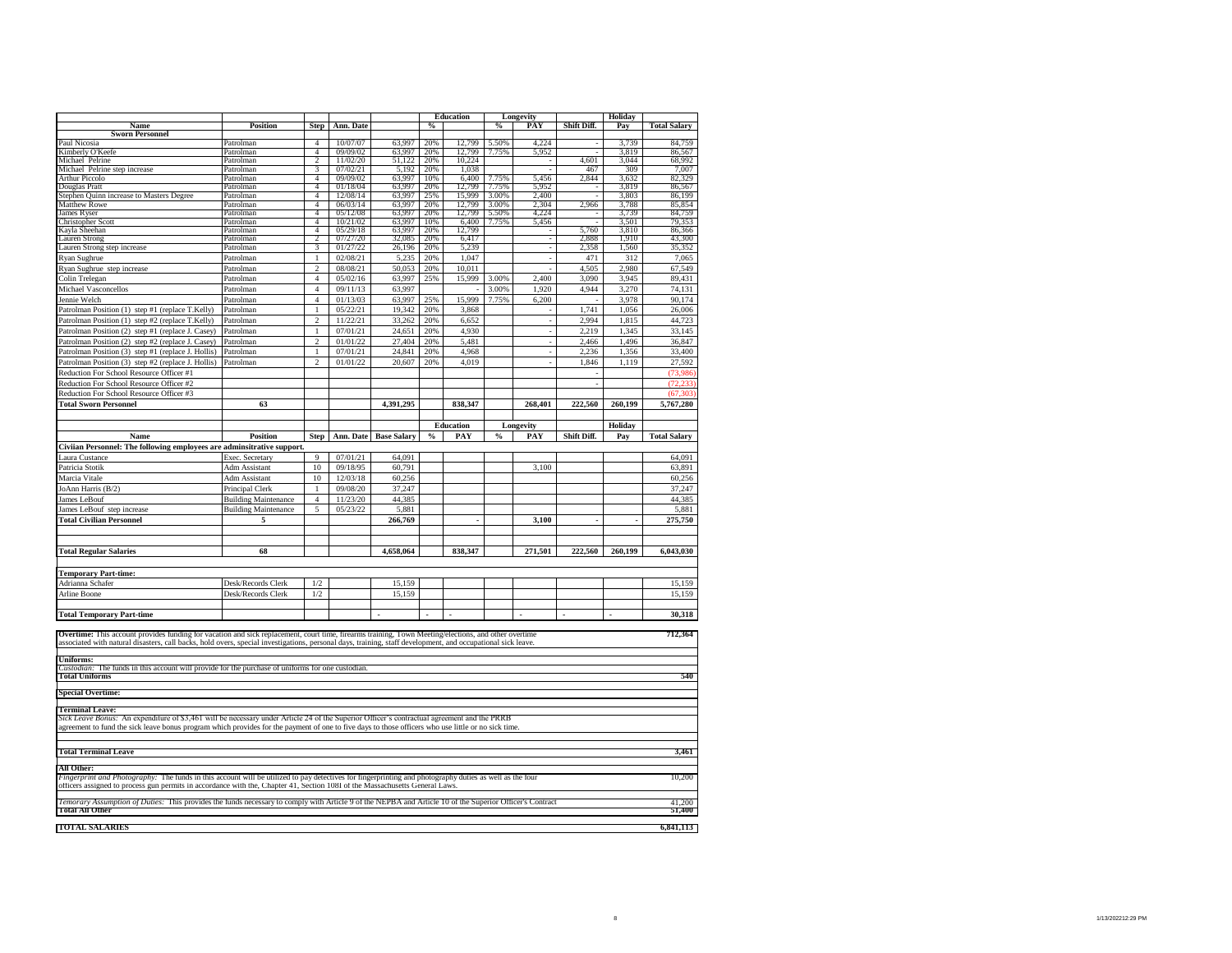| Name | Position | Step | Ann. Date | | Education % | Education | Longevity % | Longevity PAY | Shift Diff. | Holiday Pay | Total Salary |
|---|---|---|---|---|---|---|---|---|---|---|---|
| **Sworn Personnel** | | | | | | | | | | | |
| Paul Nicosia | Patrolman | 4 | 10/07/07 | 63,997 | 20% | 12,799 | 5.50% | 4,224 | - | 3,739 | 84,759 |
| Kimberly O'Keefe | Patrolman | 4 | 09/09/02 | 63,997 | 20% | 12,799 | 7.75% | 5,952 | - | 3,819 | 86,567 |
| Michael Pelrine | Patrolman | 2 | 11/02/20 | 51,122 | 20% | 10,224 | | - | 4,601 | 3,044 | 68,992 |
| Michael Pelrine step increase | Patrolman | 3 | 07/02/21 | 5,192 | 20% | 1,038 | | - | 467 | 309 | 7,007 |
| Arthur Piccolo | Patrolman | 4 | 09/09/02 | 63,997 | 10% | 6,400 | 7.75% | 5,456 | 2,844 | 3,632 | 82,329 |
| Douglas Pratt | Patrolman | 4 | 01/18/04 | 63,997 | 20% | 12,799 | 7.75% | 5,952 | - | 3,819 | 86,567 |
| Stephen Quinn increase to Masters Degree | Patrolman | 4 | 12/08/14 | 63,997 | 25% | 15,999 | 3.00% | 2,400 | - | 3,803 | 86,199 |
| Matthew Rowe | Patrolman | 4 | 06/03/14 | 63,997 | 20% | 12,799 | 3.00% | 2,304 | 2,966 | 3,788 | 85,854 |
| James Ryser | Patrolman | 4 | 05/12/08 | 63,997 | 20% | 12,799 | 5.50% | 4,224 | - | 3,739 | 84,759 |
| Christopher Scott | Patrolman | 4 | 10/21/02 | 63,997 | 10% | 6,400 | 7.75% | 5,456 | - | 3,501 | 79,353 |
| Kayla Sheehan | Patrolman | 4 | 05/29/18 | 63,997 | 20% | 12,799 | | - | 5,760 | 3,810 | 86,366 |
| Lauren Strong | Patrolman | 2 | 07/27/20 | 32,085 | 20% | 6,417 | | - | 2,888 | 1,910 | 43,300 |
| Lauren Strong step increase | Patrolman | 3 | 01/27/22 | 26,196 | 20% | 5,239 | | - | 2,358 | 1,560 | 35,352 |
| Ryan Sughrue | Patrolman | 1 | 02/08/21 | 5,235 | 20% | 1,047 | | - | 471 | 312 | 7,065 |
| Ryan Sughrue step increase | Patrolman | 2 | 08/08/21 | 50,053 | 20% | 10,011 | | - | 4,505 | 2,980 | 67,549 |
| Colin Trelegan | Patrolman | 4 | 05/02/16 | 63,997 | 25% | 15,999 | 3.00% | 2,400 | 3,090 | 3,945 | 89,431 |
| Michael Vasconcellos | Patrolman | 4 | 09/11/13 | 63,997 | | - | 3.00% | 1,920 | 4,944 | 3,270 | 74,131 |
| Jennie Welch | Patrolman | 4 | 01/13/03 | 63,997 | 25% | 15,999 | 7.75% | 6,200 | - | 3,978 | 90,174 |
| Patrolman Position (1) step #1 (replace T.Kelly) | Patrolman | 1 | 05/22/21 | 19,342 | 20% | 3,868 | | - | 1,741 | 1,056 | 26,006 |
| Patrolman Position (1) step #2 (replace T.Kelly) | Patrolman | 2 | 11/22/21 | 33,262 | 20% | 6,652 | | - | 2,994 | 1,815 | 44,723 |
| Patrolman Position (2) step #1 (replace J. Casey) | Patrolman | 1 | 07/01/21 | 24,651 | 20% | 4,930 | | - | 2,219 | 1,345 | 33,145 |
| Patrolman Position (2) step #2 (replace J. Casey) | Patrolman | 2 | 01/01/22 | 27,404 | 20% | 5,481 | | - | 2,466 | 1,496 | 36,847 |
| Patrolman Position (3) step #1 (replace J. Hollis) | Patrolman | 1 | 07/01/21 | 24,841 | 20% | 4,968 | | - | 2,236 | 1,356 | 33,400 |
| Patrolman Position (3) step #2 (replace J. Hollis) | Patrolman | 2 | 01/01/22 | 20,607 | 20% | 4,019 | | - | 1,846 | 1,119 | 27,592 |
| Reduction For School Resource Officer #1 | | | | | | | | | - | | (73,986) |
| Reduction For School Resource Officer #2 | | | | | | | | | - | | (72,233) |
| Reduction For School Resource Officer #3 | | | | | | | | | | | (67,303) |
| **Total Sworn Personnel** | **63** | | | **4,391,295** | | **838,347** | | **268,401** | **222,560** | **260,199** | **5,767,280** |

| Name | Position | Step | Ann. Date | Base Salary | Education % | Education PAY | Longevity % | Longevity PAY | Shift Diff. | Holiday Pay | Total Salary |
|---|---|---|---|---|---|---|---|---|---|---|---|
| **Civiian Personnel: The following employees are adminsitrative support.** | | | | | | | | | | | |
| Laura Custance | Exec. Secretary | 9 | 07/01/21 | 64,091 | | | | | | | 64,091 |
| Patricia Stotik | Adm Assistant | 10 | 09/18/95 | 60,791 | | | | 3,100 | | | 63,891 |
| Marcia Vitale | Adm Assistant | 10 | 12/03/18 | 60,256 | | | | | | | 60,256 |
| JoAnn Harris (B/2) | Principal Clerk | 1 | 09/08/20 | 37,247 | | | | | | | 37,247 |
| James LeBouf | Building Maintenance | 4 | 11/23/20 | 44,385 | | | | | | | 44,385 |
| James LeBouf step increase | Building Maintenance | 5 | 05/23/22 | 5,881 | | | | | | | 5,881 |
| **Total Civilian Personnel** | **5** | | | **266,769** | | **-** | | **3,100** | **-** | **-** | **275,750** |
| | | | | | | | | | | | |
| **Total Regular Salaries** | **68** | | | **4,658,064** | | **838,347** | | **271,501** | **222,560** | **260,199** | **6,043,030** |
| | | | | | | | | | | | |
| **Temporary Part-time:** | | | | | | | | | | | |
| Adrianna Schafer | Desk/Records Clerk | 1/2 | | 15,159 | | | | | | | 15,159 |
| Arline Boone | Desk/Records Clerk | 1/2 | | 15,159 | | | | | | | 15,159 |
| **Total Temporary Part-time** | | | | - | - | - | | - | - | - | **30,318** |

**Overtime:** This account provides funding for vacation and sick replacement, court time, firearms training, Town Meeting/elections, and other overtime associated with natural disasters, call backs, hold overs, special investigations, personal days, training, staff development, and occupational sick leave. — **712,364**

**Uniforms:**

*Custodian:* The funds in this account will provide for the purchase of uniforms for one custodian.

**Total Uniforms** — **540**

**Special Overtime:**

**Terminal Leave:**

*Sick Leave Bonus:* An expenditure of $3,461 will be necessary under Article 24 of the Superior Officer's contractual agreement and the PRRB agreement to fund the sick leave bonus program which provides for the payment of one to five days to those officers who use little or no sick time.

**Total Terminal Leave** — **3,461**

**All Other:**

*Fingerprint and Photography:* The funds in this account will be utilized to pay detectives for fingerprinting and photography duties as well as the four officers assigned to process gun permits in accordance with the, Chapter 41, Section 108I of the Massachusetts General Laws. — 10,200

*Temorary Assumption of Duties:* This provides the funds necessary to comply with Article 9 of the NEPBA and Article 10 of the Superior Officer's Contract — 41,200

**Total All Other** — **51,400**

**TOTAL SALARIES** — **6,841,113**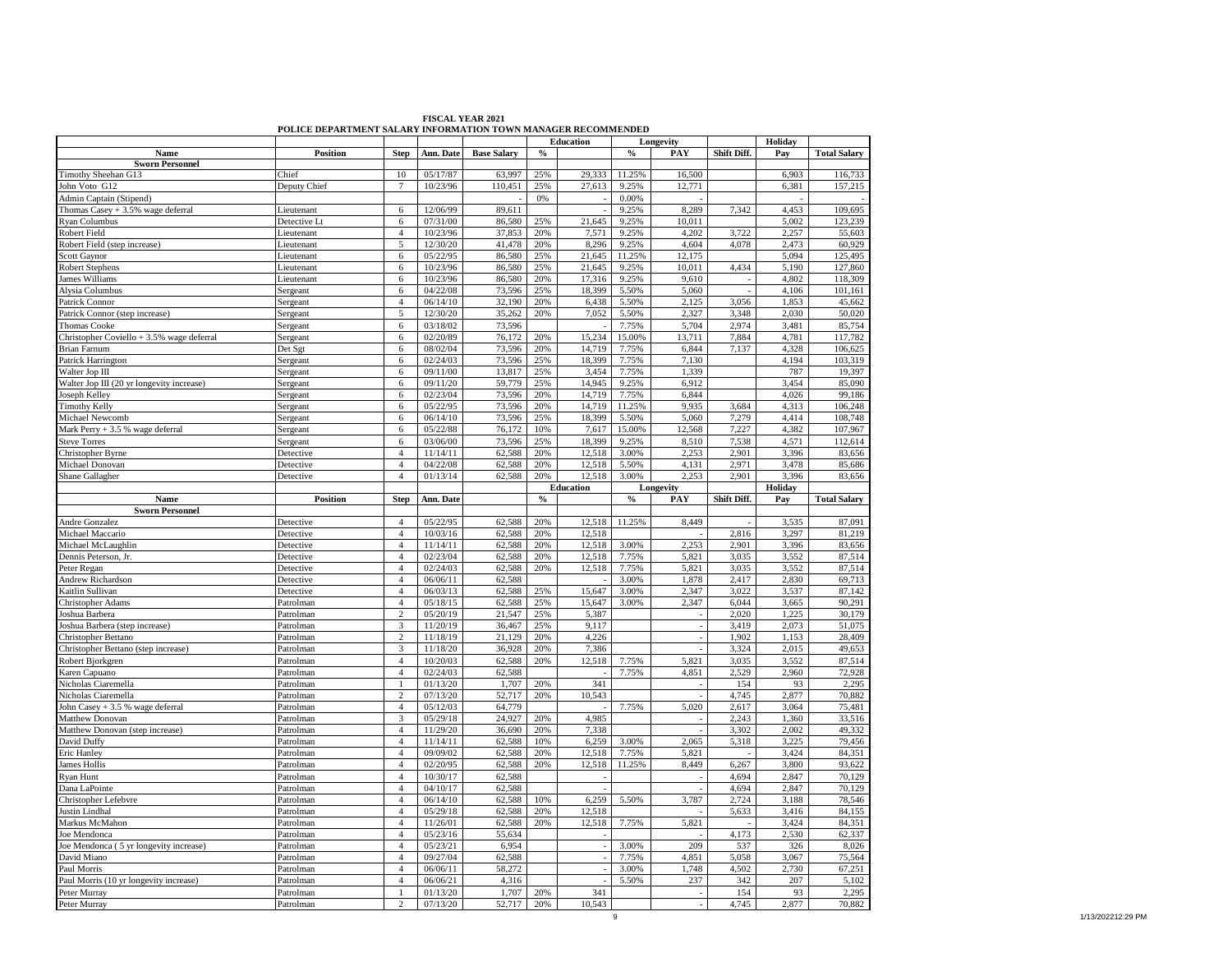# FISCAL YEAR 2021

## POLICE DEPARTMENT SALARY INFORMATION TOWN MANAGER RECOMMENDED

| Name | Position | Step | Ann. Date | Base Salary | Education % | Education | Longevity % | Longevity PAY | Shift Diff. | Holiday Pay | Total Salary |
|---|---|---|---|---|---|---|---|---|---|---|---|
| **Sworn Personnel** | | | | | | | | | | | |
| Timothy Sheehan G13 | Chief | 10 | 05/17/87 | 63,997 | 25% | 29,333 | 11.25% | 16,500 | | 6,903 | 116,733 |
| John Voto G12 | Deputy Chief | 7 | 10/23/96 | 110,451 | 25% | 27,613 | 9.25% | 12,771 | | 6,381 | 157,215 |
| Admin Captain (Stipend) | | | | - | 0% | - | 0.00% | - | | - | - |
| Thomas Casey + 3.5% wage deferral | Lieutenant | 6 | 12/06/99 | 89,611 | | - | 9.25% | 8,289 | 7,342 | 4,453 | 109,695 |
| Ryan Columbus | Detective Lt | 6 | 07/31/00 | 86,580 | 25% | 21,645 | 9.25% | 10,011 | | 5,002 | 123,239 |
| Robert Field | Lieutenant | 4 | 10/23/96 | 37,853 | 20% | 7,571 | 9.25% | 4,202 | 3,722 | 2,257 | 55,603 |
| Robert Field (step increase) | Lieutenant | 5 | 12/30/20 | 41,478 | 20% | 8,296 | 9.25% | 4,604 | 4,078 | 2,473 | 60,929 |
| Scott Gaynor | Lieutenant | 6 | 05/22/95 | 86,580 | 25% | 21,645 | 11.25% | 12,175 | | 5,094 | 125,495 |
| Robert Stephens | Lieutenant | 6 | 10/23/96 | 86,580 | 25% | 21,645 | 9.25% | 10,011 | 4,434 | 5,190 | 127,860 |
| James Williams | Lieutenant | 6 | 10/23/96 | 86,580 | 20% | 17,316 | 9.25% | 9,610 | - | 4,802 | 118,309 |
| Alysia Columbus | Sergeant | 6 | 04/22/08 | 73,596 | 25% | 18,399 | 5.50% | 5,060 | - | 4,106 | 101,161 |
| Patrick Connor | Sergeant | 4 | 06/14/10 | 32,190 | 20% | 6,438 | 5.50% | 2,125 | 3,056 | 1,853 | 45,662 |
| Patrick Connor (step increase) | Sergeant | 5 | 12/30/20 | 35,262 | 20% | 7,052 | 5.50% | 2,327 | 3,348 | 2,030 | 50,020 |
| Thomas Cooke | Sergeant | 6 | 03/18/02 | 73,596 | | - | 7.75% | 5,704 | 2,974 | 3,481 | 85,754 |
| Christopher Coviello + 3.5% wage deferral | Sergeant | 6 | 02/20/89 | 76,172 | 20% | 15,234 | 15.00% | 13,711 | 7,884 | 4,781 | 117,782 |
| Brian Farnum | Det Sgt | 6 | 08/02/04 | 73,596 | 20% | 14,719 | 7.75% | 6,844 | 7,137 | 4,328 | 106,625 |
| Patrick Harrington | Sergeant | 6 | 02/24/03 | 73,596 | 25% | 18,399 | 7.75% | 7,130 | | 4,194 | 103,319 |
| Walter Jop III | Sergeant | 6 | 09/11/00 | 13,817 | 25% | 3,454 | 7.75% | 1,339 | | 787 | 19,397 |
| Walter Jop III (20 yr longevity increase) | Sergeant | 6 | 09/11/20 | 59,779 | 25% | 14,945 | 9.25% | 6,912 | | 3,454 | 85,090 |
| Joseph Kelley | Sergeant | 6 | 02/23/04 | 73,596 | 20% | 14,719 | 7.75% | 6,844 | | 4,026 | 99,186 |
| Timothy Kelly | Sergeant | 6 | 05/22/95 | 73,596 | 20% | 14,719 | 11.25% | 9,935 | 3,684 | 4,313 | 106,248 |
| Michael Newcomb | Sergeant | 6 | 06/14/10 | 73,596 | 25% | 18,399 | 5.50% | 5,060 | 7,279 | 4,414 | 108,748 |
| Mark Perry + 3.5 % wage deferral | Sergeant | 6 | 05/22/88 | 76,172 | 10% | 7,617 | 15.00% | 12,568 | 7,227 | 4,382 | 107,967 |
| Steve Torres | Sergeant | 6 | 03/06/00 | 73,596 | 25% | 18,399 | 9.25% | 8,510 | 7,538 | 4,571 | 112,614 |
| Christopher Byrne | Detective | 4 | 11/14/11 | 62,588 | 20% | 12,518 | 3.00% | 2,253 | 2,901 | 3,396 | 83,656 |
| Michael Donovan | Detective | 4 | 04/22/08 | 62,588 | 20% | 12,518 | 5.50% | 4,131 | 2,971 | 3,478 | 85,686 |
| Shane Gallagher | Detective | 4 | 01/13/14 | 62,588 | 20% | 12,518 | 3.00% | 2,253 | 2,901 | 3,396 | 83,656 |

| Name | Position | Step | Ann. Date | | Education % | Education | Longevity % | Longevity PAY | Shift Diff. | Holiday Pay | Total Salary |
|---|---|---|---|---|---|---|---|---|---|---|---|
| **Sworn Personnel** | | | | | | | | | | | |
| Andre Gonzalez | Detective | 4 | 05/22/95 | 62,588 | 20% | 12,518 | 11.25% | 8,449 | - | 3,535 | 87,091 |
| Michael Maccario | Detective | 4 | 10/03/16 | 62,588 | 20% | 12,518 | | - | 2,816 | 3,297 | 81,219 |
| Michael McLaughlin | Detective | 4 | 11/14/11 | 62,588 | 20% | 12,518 | 3.00% | 2,253 | 2,901 | 3,396 | 83,656 |
| Dennis Peterson, Jr. | Detective | 4 | 02/23/04 | 62,588 | 20% | 12,518 | 7.75% | 5,821 | 3,035 | 3,552 | 87,514 |
| Peter Regan | Detective | 4 | 02/24/03 | 62,588 | 20% | 12,518 | 7.75% | 5,821 | 3,035 | 3,552 | 87,514 |
| Andrew Richardson | Detective | 4 | 06/06/11 | 62,588 | | - | 3.00% | 1,878 | 2,417 | 2,830 | 69,713 |
| Kaitlin Sullivan | Detective | 4 | 06/03/13 | 62,588 | 25% | 15,647 | 3.00% | 2,347 | 3,022 | 3,537 | 87,142 |
| Christopher Adams | Patrolman | 4 | 05/18/15 | 62,588 | 25% | 15,647 | 3.00% | 2,347 | 6,044 | 3,665 | 90,291 |
| Joshua Barbera | Patrolman | 2 | 05/20/19 | 21,547 | 25% | 5,387 | | - | 2,020 | 1,225 | 30,179 |
| Joshua Barbera (step increase) | Patrolman | 3 | 11/20/19 | 36,467 | 25% | 9,117 | | - | 3,419 | 2,073 | 51,075 |
| Christopher Bettano | Patrolman | 2 | 11/18/19 | 21,129 | 20% | 4,226 | | - | 1,902 | 1,153 | 28,409 |
| Christopher Bettano (step increase) | Patrolman | 3 | 11/18/20 | 36,928 | 20% | 7,386 | | - | 3,324 | 2,015 | 49,653 |
| Robert Bjorkgren | Patrolman | 4 | 10/20/03 | 62,588 | 20% | 12,518 | 7.75% | 5,821 | 3,035 | 3,552 | 87,514 |
| Karen Capuano | Patrolman | 4 | 02/24/03 | 62,588 | | - | 7.75% | 4,851 | 2,529 | 2,960 | 72,928 |
| Nicholas Ciaremella | Patrolman | 1 | 01/13/20 | 1,707 | 20% | 341 | | - | 154 | 93 | 2,295 |
| Nicholas Ciaremella | Patrolman | 2 | 07/13/20 | 52,717 | 20% | 10,543 | | - | 4,745 | 2,877 | 70,882 |
| John Casey + 3.5 % wage deferral | Patrolman | 4 | 05/12/03 | 64,779 | | - | 7.75% | 5,020 | 2,617 | 3,064 | 75,481 |
| Matthew Donovan | Patrolman | 3 | 05/29/18 | 24,927 | 20% | 4,985 | | - | 2,243 | 1,360 | 33,516 |
| Matthew Donovan (step increase) | Patrolman | 4 | 11/29/20 | 36,690 | 20% | 7,338 | | - | 3,302 | 2,002 | 49,332 |
| David Duffy | Patrolman | 4 | 11/14/11 | 62,588 | 10% | 6,259 | 3.00% | 2,065 | 5,318 | 3,225 | 79,456 |
| Eric Hanley | Patrolman | 4 | 09/09/02 | 62,588 | 20% | 12,518 | 7.75% | 5,821 | - | 3,424 | 84,351 |
| James Hollis | Patrolman | 4 | 02/20/95 | 62,588 | 20% | 12,518 | 11.25% | 8,449 | 6,267 | 3,800 | 93,622 |
| Ryan Hunt | Patrolman | 4 | 10/30/17 | 62,588 | | - | | - | 4,694 | 2,847 | 70,129 |
| Dana LaPointe | Patrolman | 4 | 04/10/17 | 62,588 | | - | | - | 4,694 | 2,847 | 70,129 |
| Christopher Lefebvre | Patrolman | 4 | 06/14/10 | 62,588 | 10% | 6,259 | 5.50% | 3,787 | 2,724 | 3,188 | 78,546 |
| Justin Lindhal | Patrolman | 4 | 05/29/18 | 62,588 | 20% | 12,518 | | - | 5,633 | 3,416 | 84,155 |
| Markus McMahon | Patrolman | 4 | 11/26/01 | 62,588 | 20% | 12,518 | 7.75% | 5,821 | - | 3,424 | 84,351 |
| Joe Mendonca | Patrolman | 4 | 05/23/16 | 55,634 | | - | | - | 4,173 | 2,530 | 62,337 |
| Joe Mendonca ( 5 yr longevity increase) | Patrolman | 4 | 05/23/21 | 6,954 | | - | 3.00% | 209 | 537 | 326 | 8,026 |
| David Miano | Patrolman | 4 | 09/27/04 | 62,588 | | - | 7.75% | 4,851 | 5,058 | 3,067 | 75,564 |
| Paul Morris | Patrolman | 4 | 06/06/11 | 58,272 | | - | 3.00% | 1,748 | 4,502 | 2,730 | 67,251 |
| Paul Morris (10 yr longevity increase) | Patrolman | 4 | 06/06/21 | 4,316 | | - | 5.50% | 237 | 342 | 207 | 5,102 |
| Peter Murray | Patrolman | 1 | 01/13/20 | 1,707 | 20% | 341 | | - | 154 | 93 | 2,295 |
| Peter Murray | Patrolman | 2 | 07/13/20 | 52,717 | 20% | 10,543 | | - | 4,745 | 2,877 | 70,882 |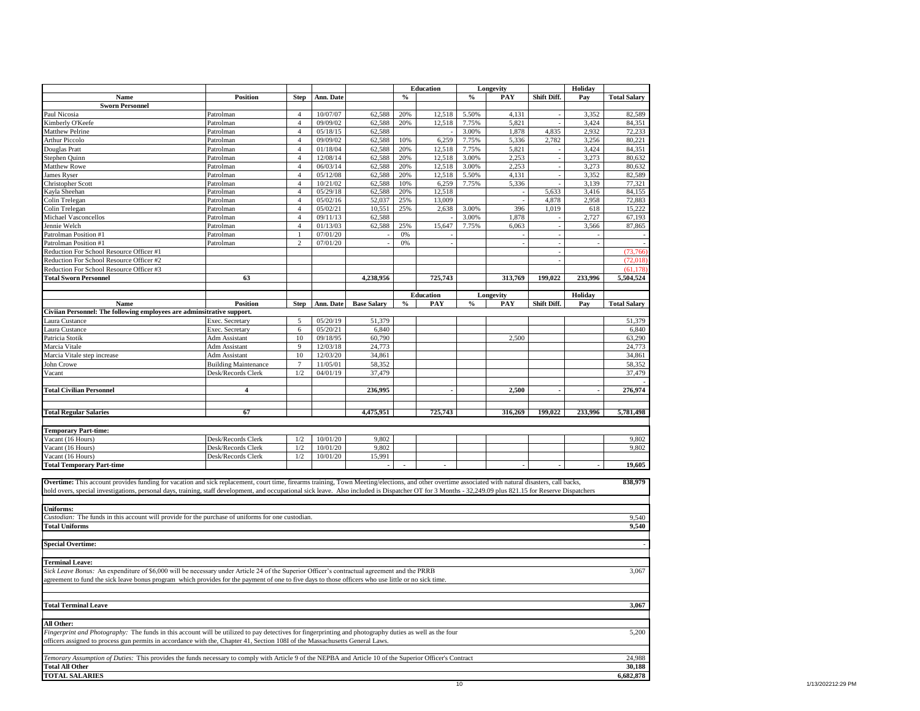| Name | Position | Step | Ann. Date | | Education % | Education | Longevity % | Longevity PAY | Shift Diff. | Holiday Pay | Total Salary |
|---|---|---|---|---|---|---|---|---|---|---|---|
| **Sworn Personnel** | | | | | | | | | | | |
| Paul Nicosia | Patrolman | 4 | 10/07/07 | 62,588 | 20% | 12,518 | 5.50% | 4,131 | - | 3,352 | 82,589 |
| Kimberly O'Keefe | Patrolman | 4 | 09/09/02 | 62,588 | 20% | 12,518 | 7.75% | 5,821 | - | 3,424 | 84,351 |
| Matthew Pelrine | Patrolman | 4 | 05/18/15 | 62,588 | | - | 3.00% | 1,878 | 4,835 | 2,932 | 72,233 |
| Arthur Piccolo | Patrolman | 4 | 09/09/02 | 62,588 | 10% | 6,259 | 7.75% | 5,336 | 2,782 | 3,256 | 80,221 |
| Douglas Pratt | Patrolman | 4 | 01/18/04 | 62,588 | 20% | 12,518 | 7.75% | 5,821 | - | 3,424 | 84,351 |
| Stephen Quinn | Patrolman | 4 | 12/08/14 | 62,588 | 20% | 12,518 | 3.00% | 2,253 | - | 3,273 | 80,632 |
| Matthew Rowe | Patrolman | 4 | 06/03/14 | 62,588 | 20% | 12,518 | 3.00% | 2,253 | - | 3,273 | 80,632 |
| James Ryser | Patrolman | 4 | 05/12/08 | 62,588 | 20% | 12,518 | 5.50% | 4,131 | - | 3,352 | 82,589 |
| Christopher Scott | Patrolman | 4 | 10/21/02 | 62,588 | 10% | 6,259 | 7.75% | 5,336 | - | 3,139 | 77,321 |
| Kayla Sheehan | Patrolman | 4 | 05/29/18 | 62,588 | 20% | 12,518 | | - | 5,633 | 3,416 | 84,155 |
| Colin Trelegan | Patrolman | 4 | 05/02/16 | 52,037 | 25% | 13,009 | | - | 4,878 | 2,958 | 72,883 |
| Colin Trelegan | Patrolman | 4 | 05/02/21 | 10,551 | 25% | 2,638 | 3.00% | 396 | 1,019 | 618 | 15,222 |
| Michael Vasconcellos | Patrolman | 4 | 09/11/13 | 62,588 | | - | 3.00% | 1,878 | - | 2,727 | 67,193 |
| Jennie Welch | Patrolman | 4 | 01/13/03 | 62,588 | 25% | 15,647 | 7.75% | 6,063 | - | 3,566 | 87,865 |
| Patrolman Position #1 | Patrolman | 1 | 07/01/20 | - | 0% | - | | - | - | - | - |
| Patrolman Position #1 | Patrolman | 2 | 07/01/20 | - | 0% | - | | - | - | - | - |
| Reduction For School Resource Officer #1 | | | | | | | | | - | | (73,766) |
| Reduction For School Resource Officer #2 | | | | | | | | | - | | (72,018) |
| Reduction For School Resource Officer #3 | | | | | | | | | | | (61,178) |
| **Total Sworn Personnel** | **63** | | | **4,238,956** | | **725,743** | | **313,769** | **199,022** | **233,996** | **5,504,524** |

| Name | Position | Step | Ann. Date | Base Salary | Education % | Education PAY | Longevity % | Longevity PAY | Shift Diff. | Holiday Pay | Total Salary |
|---|---|---|---|---|---|---|---|---|---|---|---|
| **Civiian Personnel: The following employees are adminsitrative support.** | | | | | | | | | | | |
| Laura Custance | Exec. Secretary | 5 | 05/20/19 | 51,379 | | | | | | | 51,379 |
| Laura Custance | Exec. Secretary | 6 | 05/20/21 | 6,840 | | | | | | | 6,840 |
| Patricia Stotik | Adm Assistant | 10 | 09/18/95 | 60,790 | | | | 2,500 | | | 63,290 |
| Marcia Vitale | Adm Assistant | 9 | 12/03/18 | 24,773 | | | | | | | 24,773 |
| Marcia Vitale step increase | Adm Assistant | 10 | 12/03/20 | 34,861 | | | | | | | 34,861 |
| John Crowe | Building Maintenance | 7 | 11/05/01 | 58,352 | | | | | | | 58,352 |
| Vacant | Desk/Records Clerk | 1/2 | 04/01/19 | 37,479 | | | | | | | 37,479 |
| | | | | | | | | | | | - |
| **Total Civilian Personnel** | **4** | | | **236,995** | | **-** | | **2,500** | **-** | **-** | **276,974** |
| **Total Regular Salaries** | **67** | | | **4,475,951** | | **725,743** | | **316,269** | **199,022** | **233,996** | **5,781,498** |
| **Temporary Part-time:** | | | | | | | | | | | |
| Vacant (16 Hours) | Desk/Records Clerk | 1/2 | 10/01/20 | 9,802 | | | | | | | 9,802 |
| Vacant (16 Hours) | Desk/Records Clerk | 1/2 | 10/01/20 | 9,802 | | | | | | | 9,802 |
| Vacant (16 Hours) | Desk/Records Clerk | 1/2 | 10/01/20 | 15,991 | | | | | | | |
| **Total Temporary Part-time** | | | | - | - | - | | - | - | - | **19,605** |

| Description | Amount |
|---|---|
| **Overtime:** This account provides funding for vacation and sick replacement, court time, firearms training, Town Meeting/elections, and other overtime associated with natural disasters, call backs, hold overs, special investigations, personal days, training, staff development, and occupational sick leave. Also included is Dispatcher OT for 3 Months - 32,249.09 plus 821.15 for Reserve Dispatchers | **838,979** |
| **Uniforms:** | |
| *Custodian:* The funds in this account will provide for the purchase of uniforms for one custodian. | 9,540 |
| **Total Uniforms** | **9,540** |
| **Special Overtime:** | - |
| **Terminal Leave:** | |
| *Sick Leave Bonus:* An expenditure of $6,000 will be necessary under Article 24 of the Superior Officer's contractual agreement and the PRRB agreement to fund the sick leave bonus program which provides for the payment of one to five days to those officers who use little or no sick time. | 3,067 |
| **Total Terminal Leave** | **3,067** |
| **All Other:** | |
| *Fingerprint and Photography:* The funds in this account will be utilized to pay detectives for fingerprinting and photography duties as well as the four officers assigned to process gun permits in accordance with the, Chapter 41, Section 108I of the Massachusetts General Laws. | 5,200 |
| *Temorary Assumption of Duties:* This provides the funds necessary to comply with Article 9 of the NEPBA and Article 10 of the Superior Officer's Contract | 24,988 |
| **Total All Other** | **30,188** |
| **TOTAL SALARIES** | **6,682,878** |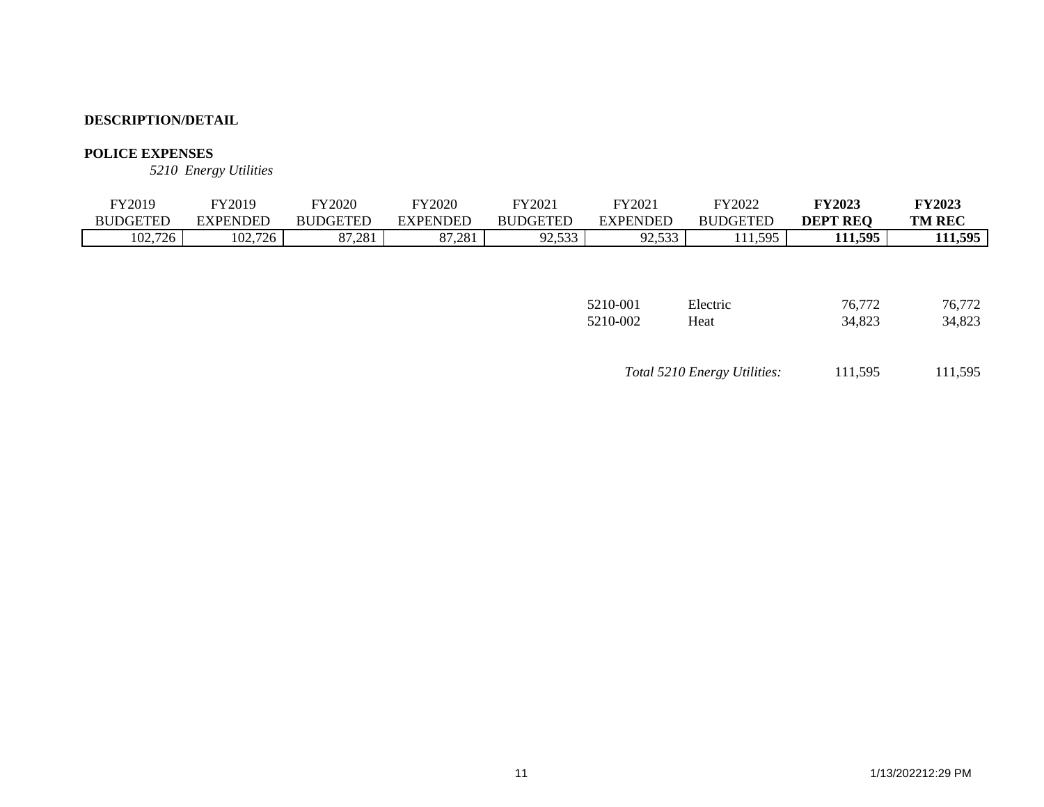**DESCRIPTION/DETAIL**

**POLICE EXPENSES**

*5210 Energy Utilities*

| FY2019 BUDGETED | FY2019 EXPENDED | FY2020 BUDGETED | FY2020 EXPENDED | FY2021 BUDGETED | FY2021 EXPENDED | FY2022 BUDGETED | **FY2023 DEPT REQ** | **FY2023 TM REC** |
|---|---|---|---|---|---|---|---|---|
| 102,726 | 102,726 | 87,281 | 87,281 | 92,533 | 92,533 | 111,595 | **111,595** | **111,595** |

| | | | |
|---|---|---|---|
| 5210-001 | Electric | 76,772 | 76,772 |
| 5210-002 | Heat | 34,823 | 34,823 |
| | *Total 5210 Energy Utilities:* | 111,595 | 111,595 |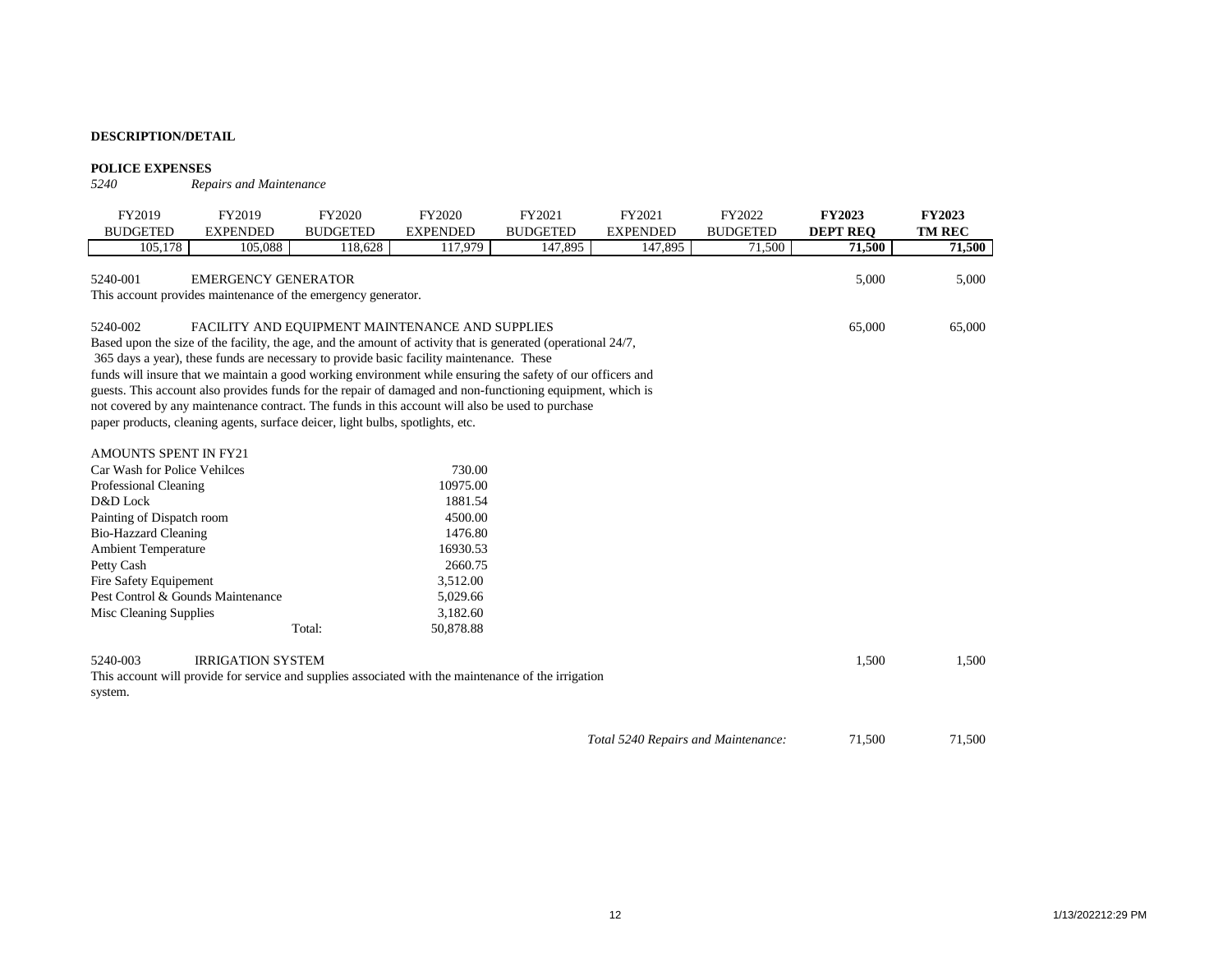**DESCRIPTION/DETAIL**

**POLICE EXPENSES**

*5240* *Repairs and Maintenance*

| FY2019 BUDGETED | FY2019 EXPENDED | FY2020 BUDGETED | FY2020 EXPENDED | FY2021 BUDGETED | FY2021 EXPENDED | FY2022 BUDGETED | **FY2023 DEPT REQ** | **FY2023 TM REC** |
|---|---|---|---|---|---|---|---|---|
| 105,178 | 105,088 | 118,628 | 117,979 | 147,895 | 147,895 | 71,500 | **71,500** | **71,500** |

| | | FY2023 DEPT REQ | FY2023 TM REC |
|---|---|---|---|
| 5240-001 | EMERGENCY GENERATOR | 5,000 | 5,000 |

This account provides maintenance of the emergency generator.

| | | FY2023 DEPT REQ | FY2023 TM REC |
|---|---|---|---|
| 5240-002 | FACILITY AND EQUIPMENT MAINTENANCE AND SUPPLIES | 65,000 | 65,000 |

Based upon the size of the facility, the age, and the amount of activity that is generated (operational 24/7, 365 days a year), these funds are necessary to provide basic facility maintenance. These funds will insure that we maintain a good working environment while ensuring the safety of our officers and guests. This account also provides funds for the repair of damaged and non-functioning equipment, which is not covered by any maintenance contract. The funds in this account will also be used to purchase paper products, cleaning agents, surface deicer, light bulbs, spotlights, etc.

AMOUNTS SPENT IN FY21

| Item | Amount |
|---|---|
| Car Wash for Police Vehilces | 730.00 |
| Professional Cleaning | 10975.00 |
| D&D Lock | 1881.54 |
| Painting of Dispatch room | 4500.00 |
| Bio-Hazzard Cleaning | 1476.80 |
| Ambient Temperature | 16930.53 |
| Petty Cash | 2660.75 |
| Fire Safety Equipement | 3,512.00 |
| Pest Control & Gounds Maintenance | 5,029.66 |
| Misc Cleaning Supplies | 3,182.60 |
| Total: | 50,878.88 |

| | | FY2023 DEPT REQ | FY2023 TM REC |
|---|---|---|---|
| 5240-003 | IRRIGATION SYSTEM | 1,500 | 1,500 |

This account will provide for service and supplies associated with the maintenance of the irrigation system.

| | FY2023 DEPT REQ | FY2023 TM REC |
|---|---|---|
| *Total 5240 Repairs and Maintenance:* | 71,500 | 71,500 |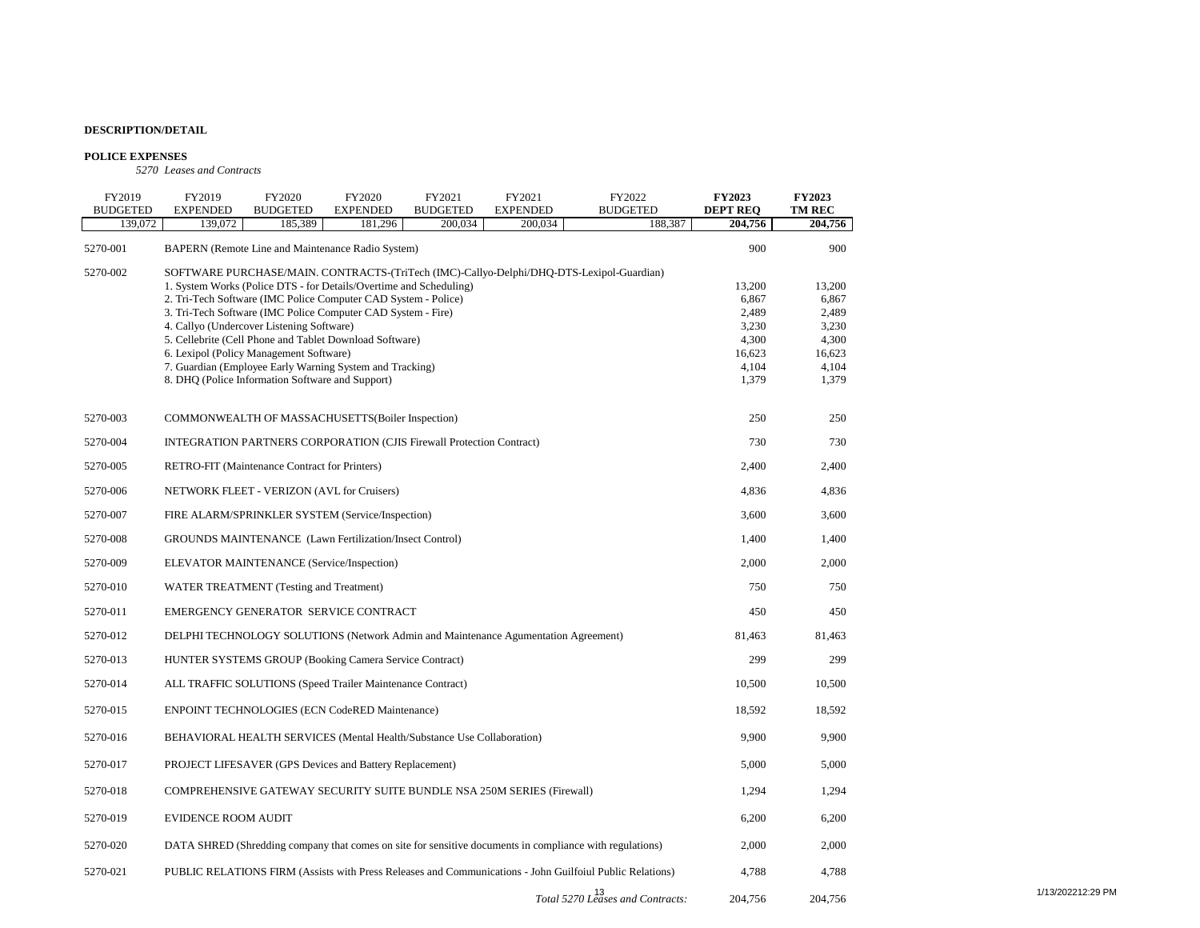**DESCRIPTION/DETAIL**

**POLICE EXPENSES**

*5270 Leases and Contracts*

| FY2019 BUDGETED | FY2019 EXPENDED | FY2020 BUDGETED | FY2020 EXPENDED | FY2021 BUDGETED | FY2021 EXPENDED | FY2022 BUDGETED | **FY2023 DEPT REQ** | **FY2023 TM REC** |
|---|---|---|---|---|---|---|---|---|
| 139,072 | 139,072 | 185,389 | 181,296 | 200,034 | 200,034 | 188,387 | **204,756** | **204,756** |

| Code | Description | FY2023 DEPT REQ | FY2023 TM REC |
|---|---|---|---|
| 5270-001 | BAPERN (Remote Line and Maintenance Radio System) | 900 | 900 |
| 5270-002 | SOFTWARE PURCHASE/MAIN. CONTRACTS-(TriTech (IMC)-Callyo-Delphi/DHQ-DTS-Lexipol-Guardian) | | |
| | 1. System Works (Police DTS - for Details/Overtime and Scheduling) | 13,200 | 13,200 |
| | 2. Tri-Tech Software (IMC Police Computer CAD System - Police) | 6,867 | 6,867 |
| | 3. Tri-Tech Software (IMC Police Computer CAD System - Fire) | 2,489 | 2,489 |
| | 4. Callyo (Undercover Listening Software) | 3,230 | 3,230 |
| | 5. Cellebrite (Cell Phone and Tablet Download Software) | 4,300 | 4,300 |
| | 6. Lexipol (Policy Management Software) | 16,623 | 16,623 |
| | 7. Guardian (Employee Early Warning System and Tracking) | 4,104 | 4,104 |
| | 8. DHQ (Police Information Software and Support) | 1,379 | 1,379 |
| 5270-003 | COMMONWEALTH OF MASSACHUSETTS(Boiler Inspection) | 250 | 250 |
| 5270-004 | INTEGRATION PARTNERS CORPORATION (CJIS Firewall Protection Contract) | 730 | 730 |
| 5270-005 | RETRO-FIT (Maintenance Contract for Printers) | 2,400 | 2,400 |
| 5270-006 | NETWORK FLEET - VERIZON (AVL for Cruisers) | 4,836 | 4,836 |
| 5270-007 | FIRE ALARM/SPRINKLER SYSTEM (Service/Inspection) | 3,600 | 3,600 |
| 5270-008 | GROUNDS MAINTENANCE (Lawn Fertilization/Insect Control) | 1,400 | 1,400 |
| 5270-009 | ELEVATOR MAINTENANCE (Service/Inspection) | 2,000 | 2,000 |
| 5270-010 | WATER TREATMENT (Testing and Treatment) | 750 | 750 |
| 5270-011 | EMERGENCY GENERATOR SERVICE CONTRACT | 450 | 450 |
| 5270-012 | DELPHI TECHNOLOGY SOLUTIONS (Network Admin and Maintenance Agumentation Agreement) | 81,463 | 81,463 |
| 5270-013 | HUNTER SYSTEMS GROUP (Booking Camera Service Contract) | 299 | 299 |
| 5270-014 | ALL TRAFFIC SOLUTIONS (Speed Trailer Maintenance Contract) | 10,500 | 10,500 |
| 5270-015 | ENPOINT TECHNOLOGIES (ECN CodeRED Maintenance) | 18,592 | 18,592 |
| 5270-016 | BEHAVIORAL HEALTH SERVICES (Mental Health/Substance Use Collaboration) | 9,900 | 9,900 |
| 5270-017 | PROJECT LIFESAVER (GPS Devices and Battery Replacement) | 5,000 | 5,000 |
| 5270-018 | COMPREHENSIVE GATEWAY SECURITY SUITE BUNDLE NSA 250M SERIES (Firewall) | 1,294 | 1,294 |
| 5270-019 | EVIDENCE ROOM AUDIT | 6,200 | 6,200 |
| 5270-020 | DATA SHRED (Shredding company that comes on site for sensitive documents in compliance with regulations) | 2,000 | 2,000 |
| 5270-021 | PUBLIC RELATIONS FIRM (Assists with Press Releases and Communications - John Guilfoiul Public Relations) | 4,788 | 4,788 |
| | *Total 5270 Leases and Contracts:* | 204,756 | 204,756 |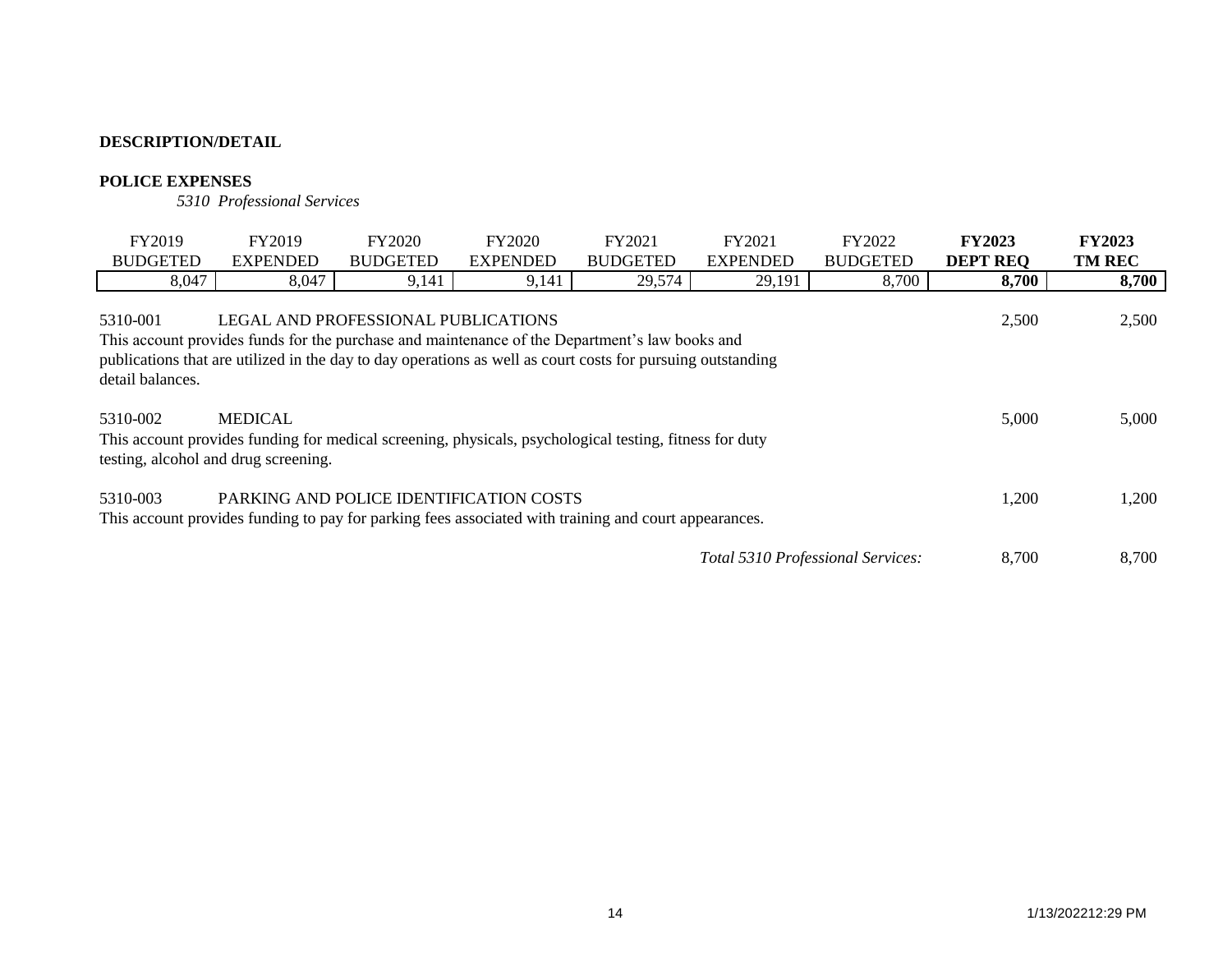**DESCRIPTION/DETAIL**

**POLICE EXPENSES**

*5310 Professional Services*

| FY2019 BUDGETED | FY2019 EXPENDED | FY2020 BUDGETED | FY2020 EXPENDED | FY2021 BUDGETED | FY2021 EXPENDED | FY2022 BUDGETED | **FY2023 DEPT REQ** | **FY2023 TM REC** |
|---|---|---|---|---|---|---|---|---|
| 8,047 | 8,047 | 9,141 | 9,141 | 29,574 | 29,191 | 8,700 | **8,700** | **8,700** |

| Account | Description | FY2023 DEPT REQ | FY2023 TM REC |
|---|---|---|---|
| 5310-001 | LEGAL AND PROFESSIONAL PUBLICATIONS | 2,500 | 2,500 |

This account provides funds for the purchase and maintenance of the Department's law books and publications that are utilized in the day to day operations as well as court costs for pursuing outstanding detail balances.

| Account | Description | FY2023 DEPT REQ | FY2023 TM REC |
|---|---|---|---|
| 5310-002 | MEDICAL | 5,000 | 5,000 |

This account provides funding for medical screening, physicals, psychological testing, fitness for duty testing, alcohol and drug screening.

| Account | Description | FY2023 DEPT REQ | FY2023 TM REC |
|---|---|---|---|
| 5310-003 | PARKING AND POLICE IDENTIFICATION COSTS | 1,200 | 1,200 |

This account provides funding to pay for parking fees associated with training and court appearances.

| | FY2023 DEPT REQ | FY2023 TM REC |
|---|---|---|
| *Total 5310 Professional Services:* | 8,700 | 8,700 |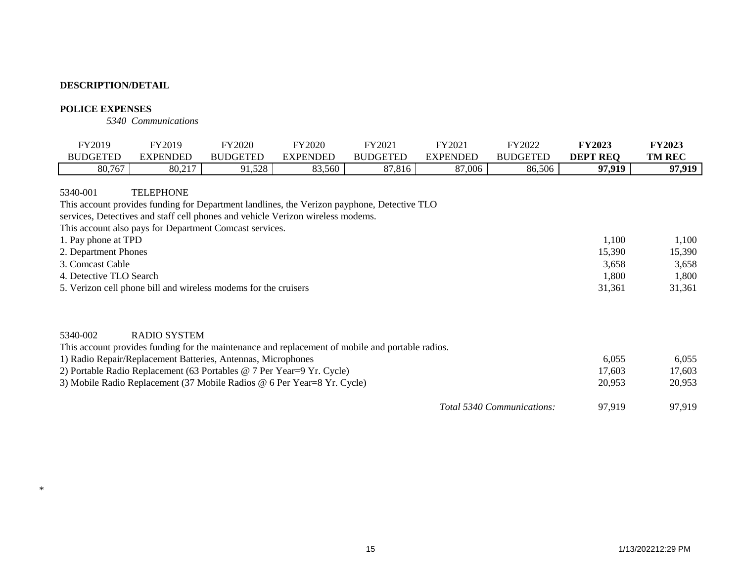**DESCRIPTION/DETAIL**

**POLICE EXPENSES**

*5340 Communications*

| FY2019 BUDGETED | FY2019 EXPENDED | FY2020 BUDGETED | FY2020 EXPENDED | FY2021 BUDGETED | FY2021 EXPENDED | FY2022 BUDGETED | **FY2023 DEPT REQ** | **FY2023 TM REC** |
|---|---|---|---|---|---|---|---|---|
| 80,767 | 80,217 | 91,528 | 83,560 | 87,816 | 87,006 | 86,506 | **97,919** | **97,919** |

5340-001 TELEPHONE

This account provides funding for Department landlines, the Verizon payphone, Detective TLO services, Detectives and staff cell phones and vehicle Verizon wireless modems.
This account also pays for Department Comcast services.

| | | |
|---|---|---|
| 1. Pay phone at TPD | 1,100 | 1,100 |
| 2. Department Phones | 15,390 | 15,390 |
| 3. Comcast Cable | 3,658 | 3,658 |
| 4. Detective TLO Search | 1,800 | 1,800 |
| 5. Verizon cell phone bill and wireless modems for the cruisers | 31,361 | 31,361 |

5340-002 RADIO SYSTEM

This account provides funding for the maintenance and replacement of mobile and portable radios.

| | | |
|---|---|---|
| 1) Radio Repair/Replacement Batteries, Antennas, Microphones | 6,055 | 6,055 |
| 2) Portable Radio Replacement (63 Portables @ 7 Per Year=9 Yr. Cycle) | 17,603 | 17,603 |
| 3) Mobile Radio Replacement (37 Mobile Radios @ 6 Per Year=8 Yr. Cycle) | 20,953 | 20,953 |
| *Total 5340 Communications:* | 97,919 | 97,919 |

*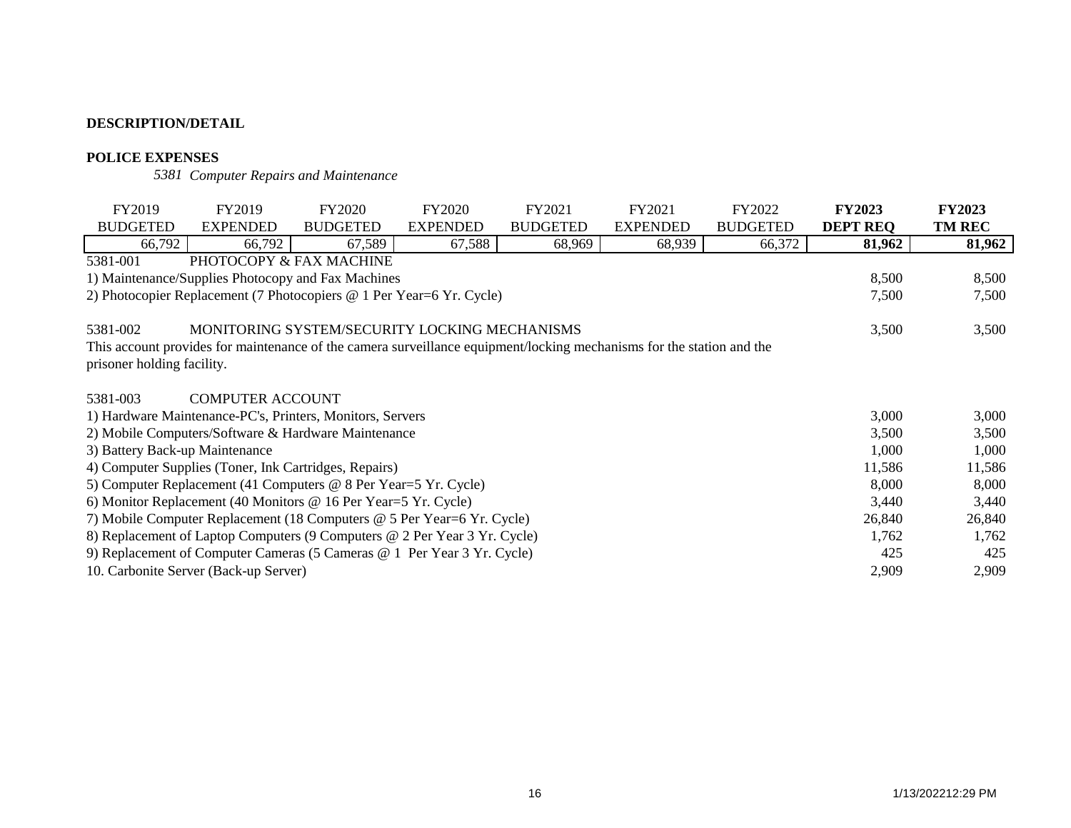**DESCRIPTION/DETAIL**

**POLICE EXPENSES**

*5381 Computer Repairs and Maintenance*

| FY2019 BUDGETED | FY2019 EXPENDED | FY2020 BUDGETED | FY2020 EXPENDED | FY2021 BUDGETED | FY2021 EXPENDED | FY2022 BUDGETED | **FY2023 DEPT REQ** | **FY2023 TM REC** |
|---|---|---|---|---|---|---|---|---|
| 66,792 | 66,792 | 67,589 | 67,588 | 68,969 | 68,939 | 66,372 | **81,962** | **81,962** |

| Description | FY2023 DEPT REQ | FY2023 TM REC |
|---|---|---|
| 5381-001 PHOTOCOPY & FAX MACHINE | | |
| 1) Maintenance/Supplies Photocopy and Fax Machines | 8,500 | 8,500 |
| 2) Photocopier Replacement (7 Photocopiers @ 1 Per Year=6 Yr. Cycle) | 7,500 | 7,500 |
| 5381-002 MONITORING SYSTEM/SECURITY LOCKING MECHANISMS | 3,500 | 3,500 |
| This account provides for maintenance of the camera surveillance equipment/locking mechanisms for the station and the prisoner holding facility. | | |
| 5381-003 COMPUTER ACCOUNT | | |
| 1) Hardware Maintenance-PC's, Printers, Monitors, Servers | 3,000 | 3,000 |
| 2) Mobile Computers/Software & Hardware Maintenance | 3,500 | 3,500 |
| 3) Battery Back-up Maintenance | 1,000 | 1,000 |
| 4) Computer Supplies (Toner, Ink Cartridges, Repairs) | 11,586 | 11,586 |
| 5) Computer Replacement (41 Computers @ 8 Per Year=5 Yr. Cycle) | 8,000 | 8,000 |
| 6) Monitor Replacement (40 Monitors @ 16 Per Year=5 Yr. Cycle) | 3,440 | 3,440 |
| 7) Mobile Computer Replacement (18 Computers @ 5 Per Year=6 Yr. Cycle) | 26,840 | 26,840 |
| 8) Replacement of Laptop Computers (9 Computers @ 2 Per Year 3 Yr. Cycle) | 1,762 | 1,762 |
| 9) Replacement of Computer Cameras (5 Cameras @ 1 Per Year 3 Yr. Cycle) | 425 | 425 |
| 10. Carbonite Server (Back-up Server) | 2,909 | 2,909 |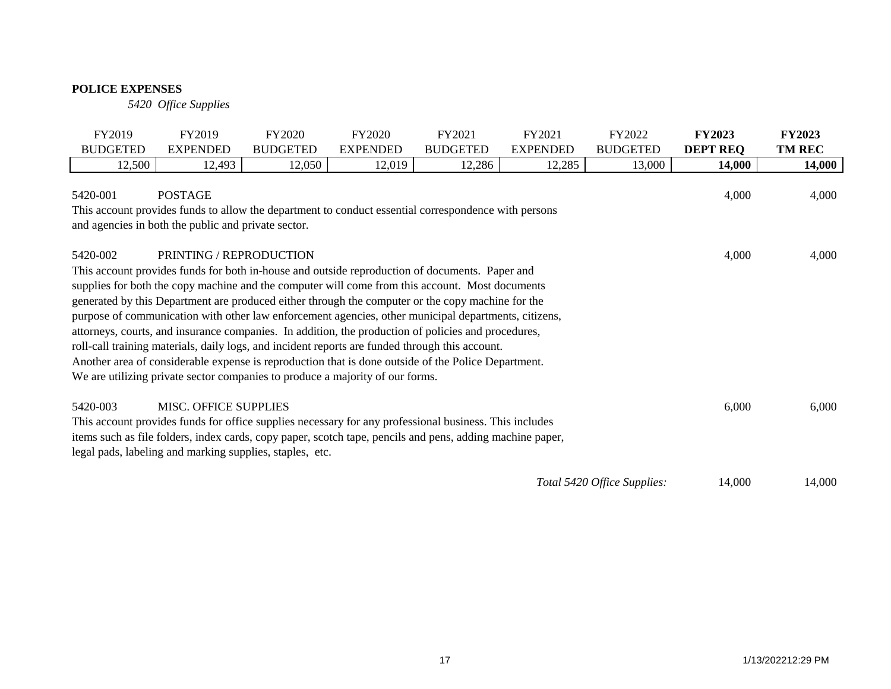**POLICE EXPENSES**

*5420 Office Supplies*

| FY2019 BUDGETED | FY2019 EXPENDED | FY2020 BUDGETED | FY2020 EXPENDED | FY2021 BUDGETED | FY2021 EXPENDED | FY2022 BUDGETED | **FY2023 DEPT REQ** | **FY2023 TM REC** |
|---|---|---|---|---|---|---|---|---|
| 12,500 | 12,493 | 12,050 | 12,019 | 12,286 | 12,285 | 13,000 | **14,000** | **14,000** |

| Account | Description | FY2023 DEPT REQ | FY2023 TM REC |
|---|---|---|---|
| 5420-001 | POSTAGE | 4,000 | 4,000 |
| 5420-002 | PRINTING / REPRODUCTION | 4,000 | 4,000 |
| 5420-003 | MISC. OFFICE SUPPLIES | 6,000 | 6,000 |
| | *Total 5420 Office Supplies:* | 14,000 | 14,000 |

**5420-001 POSTAGE**

This account provides funds to allow the department to conduct essential correspondence with persons and agencies in both the public and private sector.

**5420-002 PRINTING / REPRODUCTION**

This account provides funds for both in-house and outside reproduction of documents. Paper and supplies for both the copy machine and the computer will come from this account. Most documents generated by this Department are produced either through the computer or the copy machine for the purpose of communication with other law enforcement agencies, other municipal departments, citizens, attorneys, courts, and insurance companies. In addition, the production of policies and procedures, roll-call training materials, daily logs, and incident reports are funded through this account. Another area of considerable expense is reproduction that is done outside of the Police Department. We are utilizing private sector companies to produce a majority of our forms.

**5420-003 MISC. OFFICE SUPPLIES**

This account provides funds for office supplies necessary for any professional business. This includes items such as file folders, index cards, copy paper, scotch tape, pencils and pens, adding machine paper, legal pads, labeling and marking supplies, staples, etc.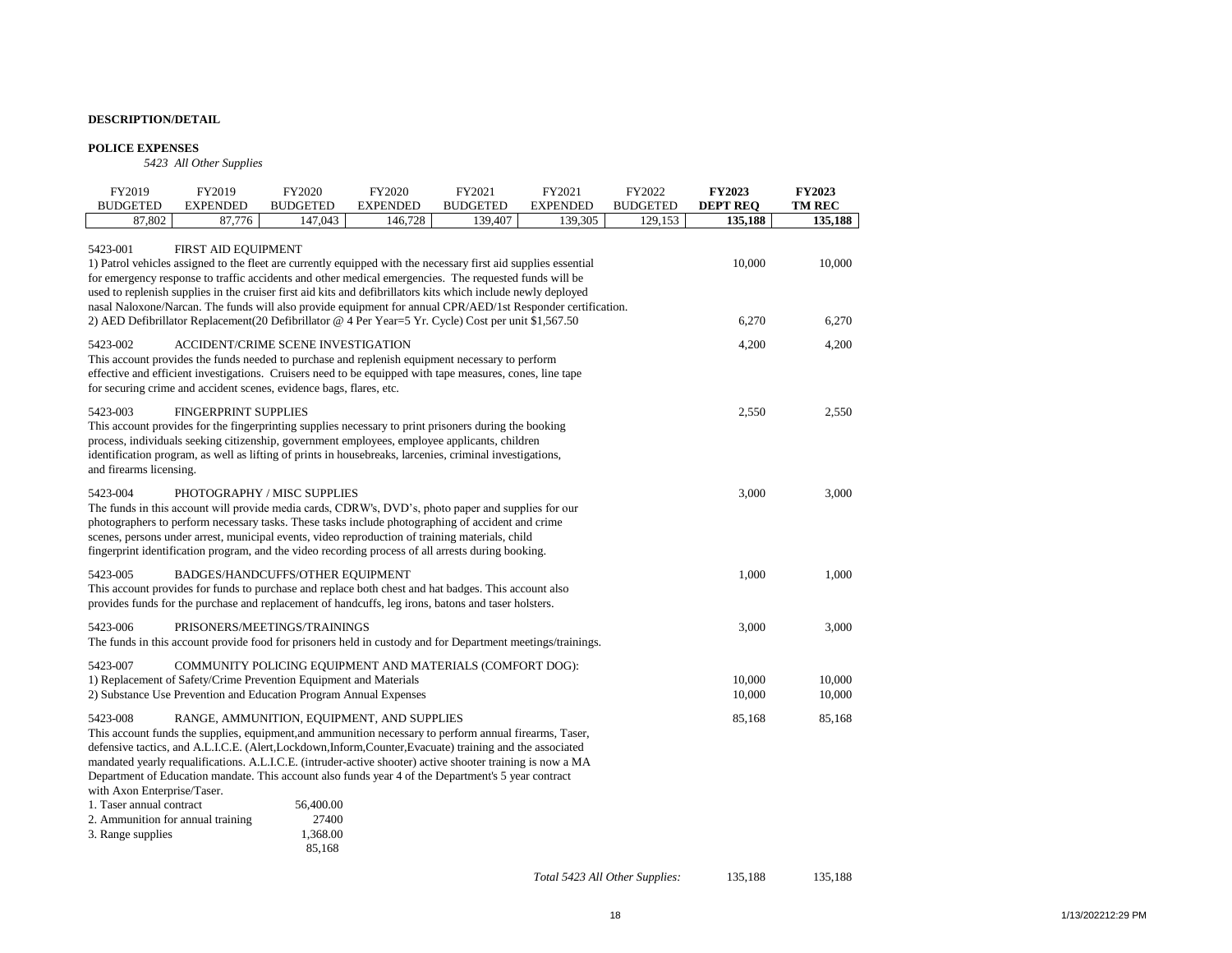**DESCRIPTION/DETAIL**

**POLICE EXPENSES**

*5423 All Other Supplies*

| FY2019 BUDGETED | FY2019 EXPENDED | FY2020 BUDGETED | FY2020 EXPENDED | FY2021 BUDGETED | FY2021 EXPENDED | FY2022 BUDGETED | **FY2023 DEPT REQ** | **FY2023 TM REC** |
|---|---|---|---|---|---|---|---|---|
| 87,802 | 87,776 | 147,043 | 146,728 | 139,407 | 139,305 | 129,153 | **135,188** | **135,188** |

| Description | FY2023 DEPT REQ | FY2023 TM REC |
|---|---|---|
| **5423-001 FIRST AID EQUIPMENT** | | |
| 1) Patrol vehicles assigned to the fleet are currently equipped with the necessary first aid supplies essential for emergency response to traffic accidents and other medical emergencies. The requested funds will be used to replenish supplies in the cruiser first aid kits and defibrillators kits which include newly deployed nasal Naloxone/Narcan. The funds will also provide equipment for annual CPR/AED/1st Responder certification. | 10,000 | 10,000 |
| 2) AED Defibrillator Replacement(20 Defibrillator @ 4 Per Year=5 Yr. Cycle) Cost per unit $1,567.50 | 6,270 | 6,270 |
| **5423-002 ACCIDENT/CRIME SCENE INVESTIGATION** — This account provides the funds needed to purchase and replenish equipment necessary to perform effective and efficient investigations. Cruisers need to be equipped with tape measures, cones, line tape for securing crime and accident scenes, evidence bags, flares, etc. | 4,200 | 4,200 |
| **5423-003 FINGERPRINT SUPPLIES** — This account provides for the fingerprinting supplies necessary to print prisoners during the booking process, individuals seeking citizenship, government employees, employee applicants, children identification program, as well as lifting of prints in housebreaks, larcenies, criminal investigations, and firearms licensing. | 2,550 | 2,550 |
| **5423-004 PHOTOGRAPHY / MISC SUPPLIES** — The funds in this account will provide media cards, CDRW's, DVD's, photo paper and supplies for our photographers to perform necessary tasks. These tasks include photographing of accident and crime scenes, persons under arrest, municipal events, video reproduction of training materials, child fingerprint identification program, and the video recording process of all arrests during booking. | 3,000 | 3,000 |
| **5423-005 BADGES/HANDCUFFS/OTHER EQUIPMENT** — This account provides for funds to purchase and replace both chest and hat badges. This account also provides funds for the purchase and replacement of handcuffs, leg irons, batons and taser holsters. | 1,000 | 1,000 |
| **5423-006 PRISONERS/MEETINGS/TRAININGS** — The funds in this account provide food for prisoners held in custody and for Department meetings/trainings. | 3,000 | 3,000 |
| **5423-007 COMMUNITY POLICING EQUIPMENT AND MATERIALS (COMFORT DOG):** | | |
| 1) Replacement of Safety/Crime Prevention Equipment and Materials | 10,000 | 10,000 |
| 2) Substance Use Prevention and Education Program Annual Expenses | 10,000 | 10,000 |
| **5423-008 RANGE, AMMUNITION, EQUIPMENT, AND SUPPLIES** — This account funds the supplies, equipment,and ammunition necessary to perform annual firearms, Taser, defensive tactics, and A.L.I.C.E. (Alert,Lockdown,Inform,Counter,Evacuate) training and the associated mandated yearly requalifications. A.L.I.C.E. (intruder-active shooter) active shooter training is now a MA Department of Education mandate. This account also funds year 4 of the Department's 5 year contract with Axon Enterprise/Taser. | 85,168 | 85,168 |

| Item | Amount |
|---|---|
| 1. Taser annual contract | 56,400.00 |
| 2. Ammunition for annual training | 27400 |
| 3. Range supplies | 1,368.00 |
| | 85,168 |

*Total 5423 All Other Supplies:* 135,188 135,188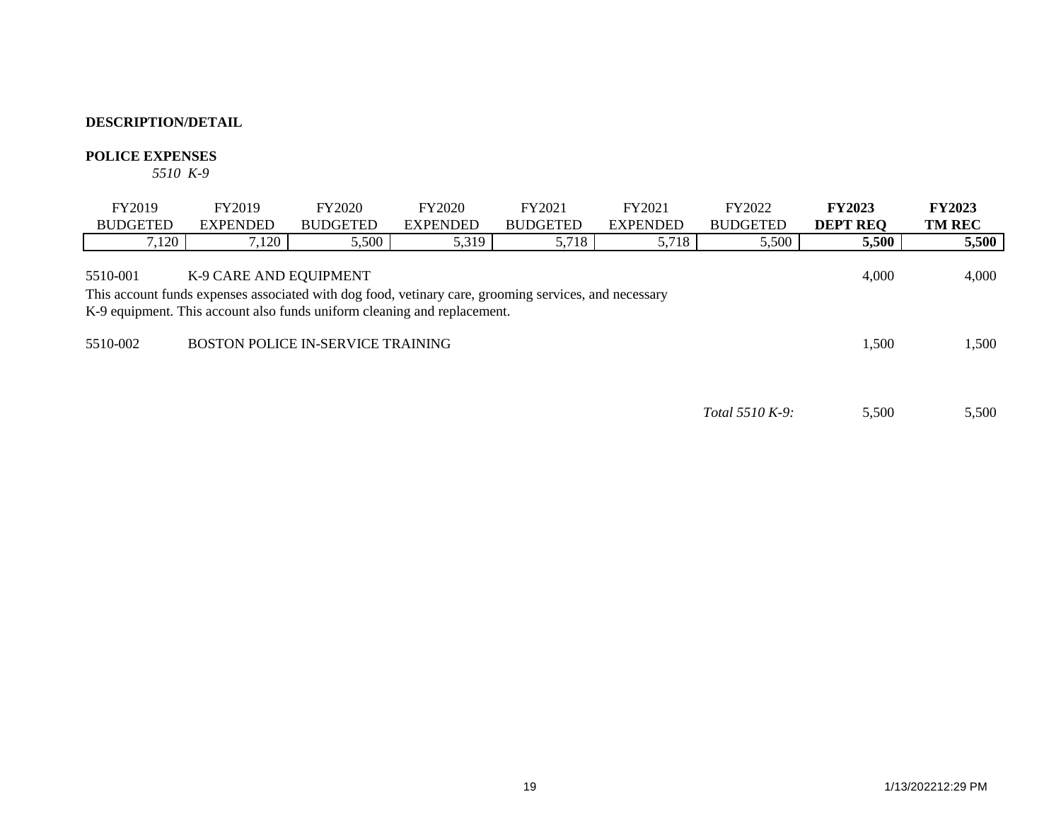**DESCRIPTION/DETAIL**

**POLICE EXPENSES**

*5510 K-9*

| FY2019 BUDGETED | FY2019 EXPENDED | FY2020 BUDGETED | FY2020 EXPENDED | FY2021 BUDGETED | FY2021 EXPENDED | FY2022 BUDGETED | **FY2023 DEPT REQ** | **FY2023 TM REC** |
|---|---|---|---|---|---|---|---|---|
| 7,120 | 7,120 | 5,500 | 5,319 | 5,718 | 5,718 | 5,500 | **5,500** | **5,500** |

| | | | |
|---|---|---|---|
| 5510-001 | K-9 CARE AND EQUIPMENT | 4,000 | 4,000 |

This account funds expenses associated with dog food, vetinary care, grooming services, and necessary K-9 equipment. This account also funds uniform cleaning and replacement.

| | | | |
|---|---|---|---|
| 5510-002 | BOSTON POLICE IN-SERVICE TRAINING | 1,500 | 1,500 |
| | *Total 5510 K-9:* | 5,500 | 5,500 |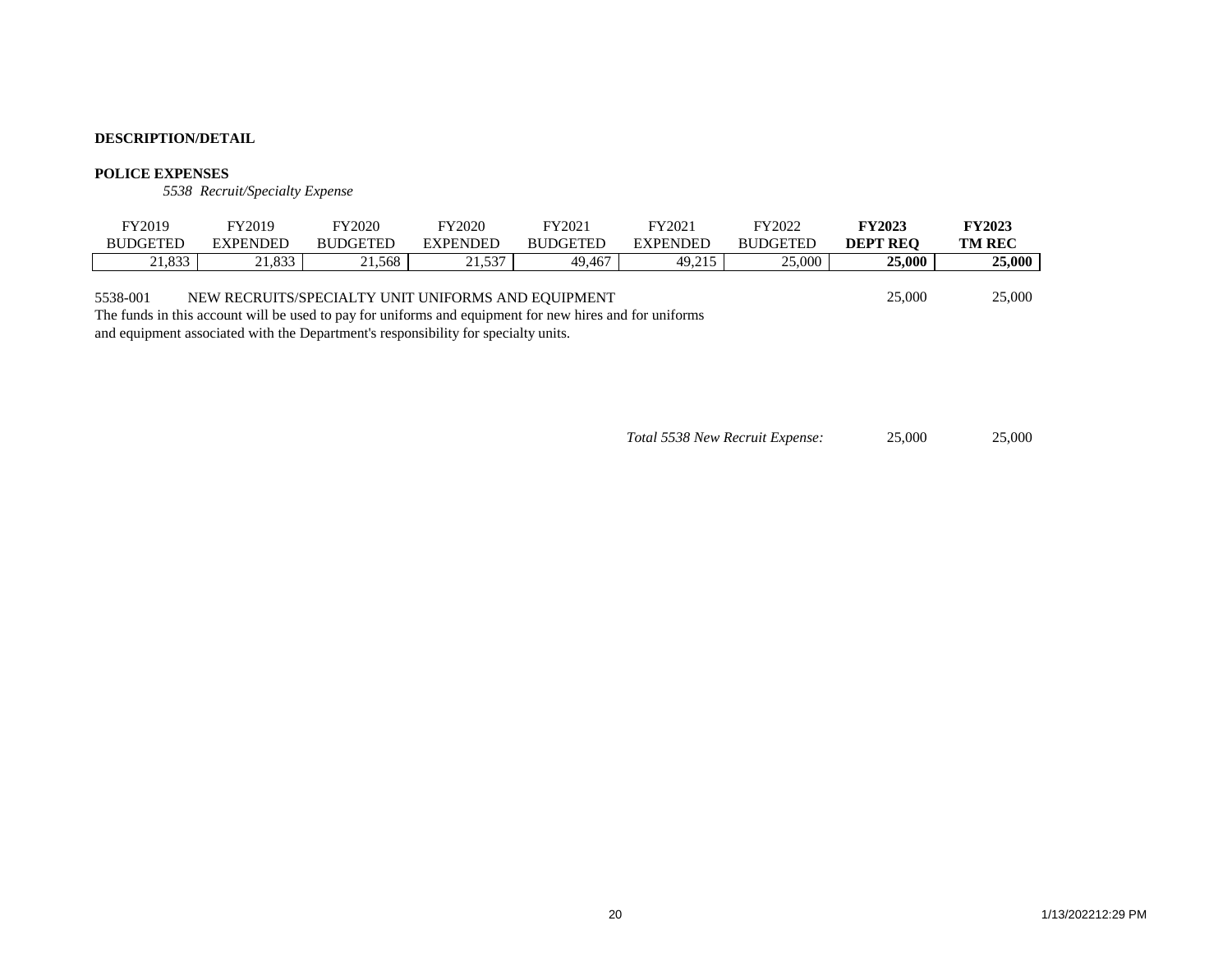**DESCRIPTION/DETAIL**

**POLICE EXPENSES**

*5538 Recruit/Specialty Expense*

| FY2019 BUDGETED | FY2019 EXPENDED | FY2020 BUDGETED | FY2020 EXPENDED | FY2021 BUDGETED | FY2021 EXPENDED | FY2022 BUDGETED | **FY2023 DEPT REQ** | **FY2023 TM REC** |
|---|---|---|---|---|---|---|---|---|
| 21,833 | 21,833 | 21,568 | 21,537 | 49,467 | 49,215 | 25,000 | **25,000** | **25,000** |

| | | FY2023 DEPT REQ | FY2023 TM REC |
|---|---|---|---|
| 5538-001 | NEW RECRUITS/SPECIALTY UNIT UNIFORMS AND EQUIPMENT | 25,000 | 25,000 |

The funds in this account will be used to pay for uniforms and equipment for new hires and for uniforms and equipment associated with the Department's responsibility for specialty units.

| | FY2023 DEPT REQ | FY2023 TM REC |
|---|---|---|
| *Total 5538 New Recruit Expense:* | 25,000 | 25,000 |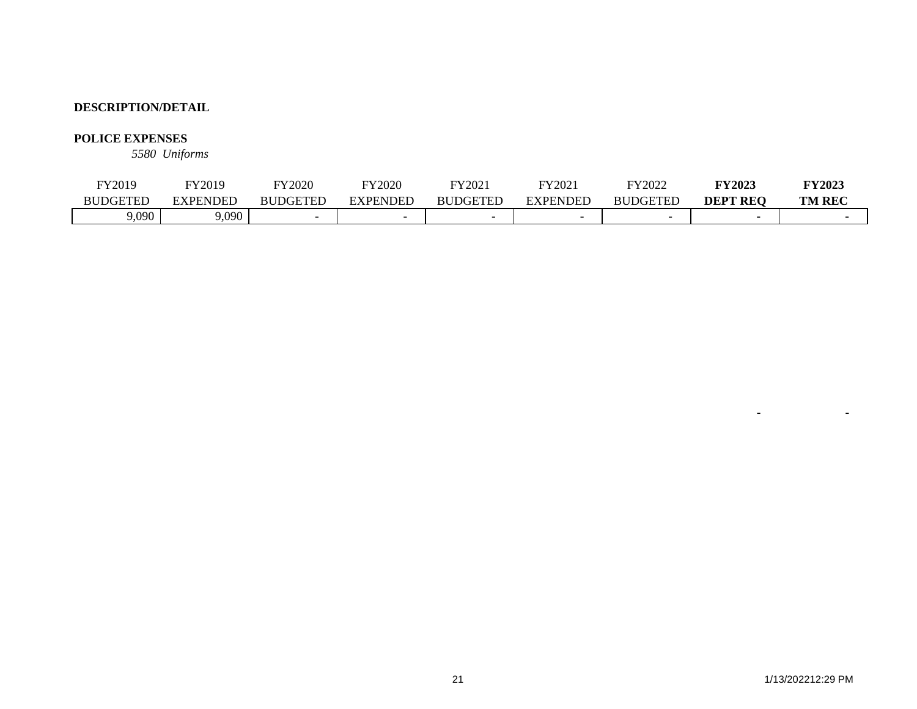**DESCRIPTION/DETAIL**

**POLICE EXPENSES**

*5580 Uniforms*

| FY2019 BUDGETED | FY2019 EXPENDED | FY2020 BUDGETED | FY2020 EXPENDED | FY2021 BUDGETED | FY2021 EXPENDED | FY2022 BUDGETED | **FY2023 DEPT REQ** | **FY2023 TM REC** |
|---|---|---|---|---|---|---|---|---|
| 9,090 | 9,090 | - | - | - | - | - | - | - |

| | | | | | | | | |
|---|---|---|---|---|---|---|---|---|
| | | | | | | | - | - |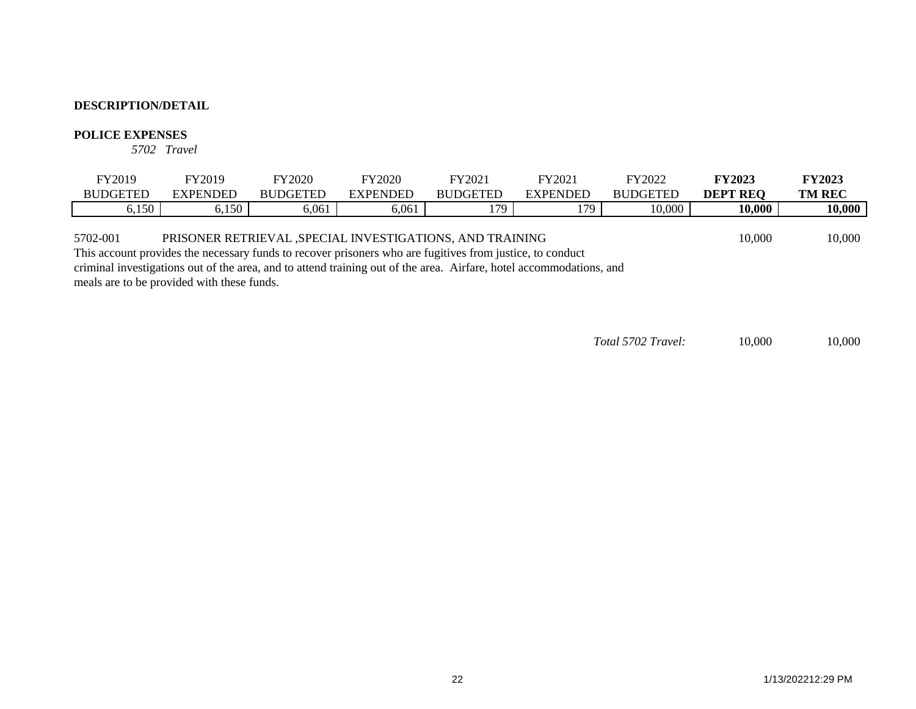**DESCRIPTION/DETAIL**

**POLICE EXPENSES**

*5702 Travel*

| FY2019 BUDGETED | FY2019 EXPENDED | FY2020 BUDGETED | FY2020 EXPENDED | FY2021 BUDGETED | FY2021 EXPENDED | FY2022 BUDGETED | **FY2023 DEPT REQ** | **FY2023 TM REC** |
|---|---|---|---|---|---|---|---|---|
| 6,150 | 6,150 | 6,061 | 6,061 | 179 | 179 | 10,000 | **10,000** | **10,000** |

| | | DEPT REQ | TM REC |
|---|---|---|---|
| 5702-001 | PRISONER RETRIEVAL ,SPECIAL INVESTIGATIONS, AND TRAINING | 10,000 | 10,000 |

This account provides the necessary funds to recover prisoners who are fugitives from justice, to conduct criminal investigations out of the area, and to attend training out of the area. Airfare, hotel accommodations, and meals are to be provided with these funds.

| | DEPT REQ | TM REC |
|---|---|---|
| *Total 5702 Travel:* | 10,000 | 10,000 |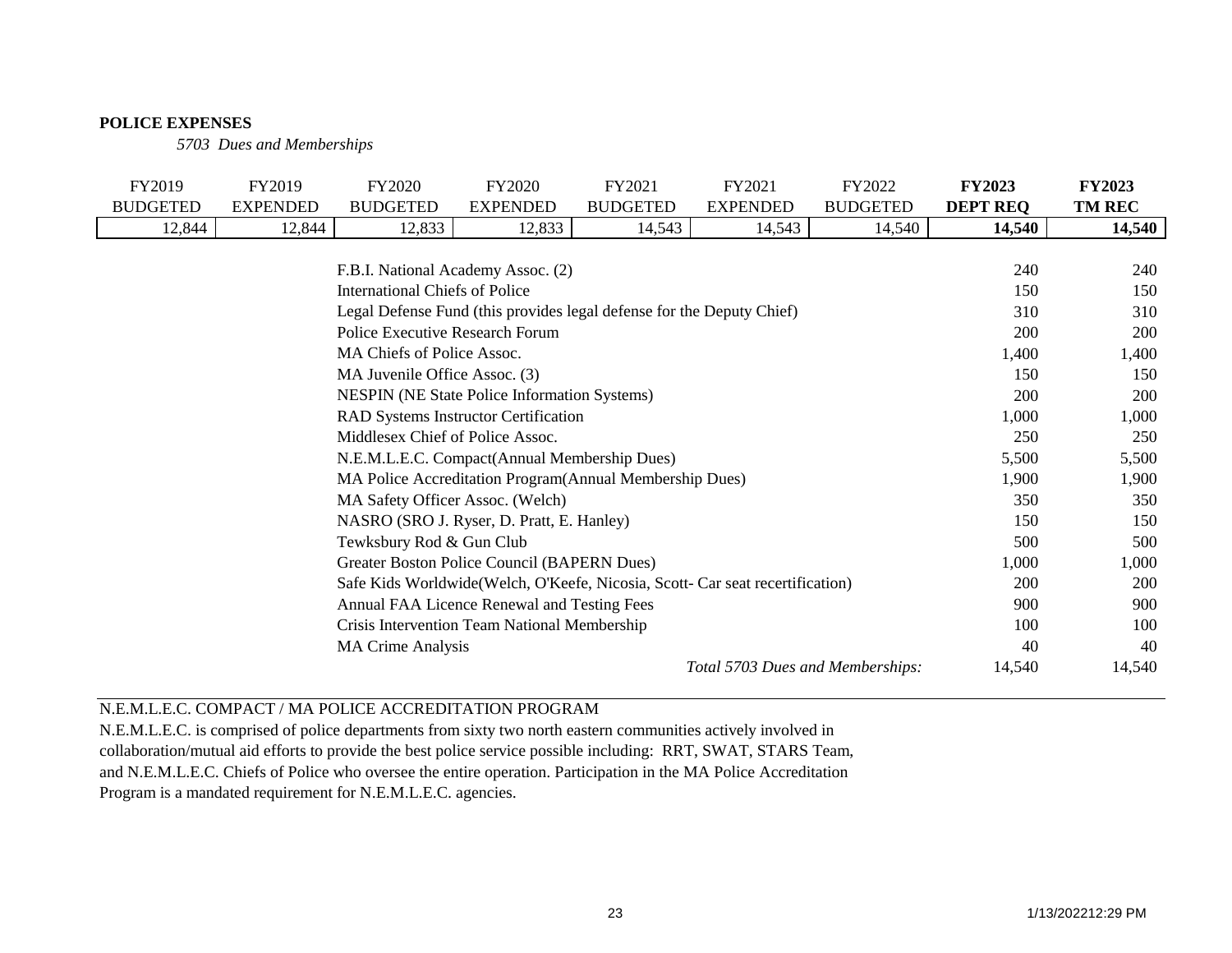**POLICE EXPENSES**

*5703 Dues and Memberships*

| FY2019 BUDGETED | FY2019 EXPENDED | FY2020 BUDGETED | FY2020 EXPENDED | FY2021 BUDGETED | FY2021 EXPENDED | FY2022 BUDGETED | **FY2023 DEPT REQ** | **FY2023 TM REC** |
|---|---|---|---|---|---|---|---|---|
| 12,844 | 12,844 | 12,833 | 12,833 | 14,543 | 14,543 | 14,540 | **14,540** | **14,540** |

| Item | FY2023 DEPT REQ | FY2023 TM REC |
|---|---|---|
| F.B.I. National Academy Assoc. (2) | 240 | 240 |
| International Chiefs of Police | 150 | 150 |
| Legal Defense Fund (this provides legal defense for the Deputy Chief) | 310 | 310 |
| Police Executive Research Forum | 200 | 200 |
| MA Chiefs of Police Assoc. | 1,400 | 1,400 |
| MA Juvenile Office Assoc. (3) | 150 | 150 |
| NESPIN (NE State Police Information Systems) | 200 | 200 |
| RAD Systems Instructor Certification | 1,000 | 1,000 |
| Middlesex Chief of Police Assoc. | 250 | 250 |
| N.E.M.L.E.C. Compact(Annual Membership Dues) | 5,500 | 5,500 |
| MA Police Accreditation Program(Annual Membership Dues) | 1,900 | 1,900 |
| MA Safety Officer Assoc. (Welch) | 350 | 350 |
| NASRO (SRO J. Ryser, D. Pratt, E. Hanley) | 150 | 150 |
| Tewksbury Rod & Gun Club | 500 | 500 |
| Greater Boston Police Council (BAPERN Dues) | 1,000 | 1,000 |
| Safe Kids Worldwide(Welch, O'Keefe, Nicosia, Scott- Car seat recertification) | 200 | 200 |
| Annual FAA Licence Renewal and Testing Fees | 900 | 900 |
| Crisis Intervention Team National Membership | 100 | 100 |
| MA Crime Analysis | 40 | 40 |
| *Total 5703 Dues and Memberships:* | 14,540 | 14,540 |

N.E.M.L.E.C. COMPACT / MA POLICE ACCREDITATION PROGRAM

N.E.M.L.E.C. is comprised of police departments from sixty two north eastern communities actively involved in collaboration/mutual aid efforts to provide the best police service possible including: RRT, SWAT, STARS Team, and N.E.M.L.E.C. Chiefs of Police who oversee the entire operation. Participation in the MA Police Accreditation Program is a mandated requirement for N.E.M.L.E.C. agencies.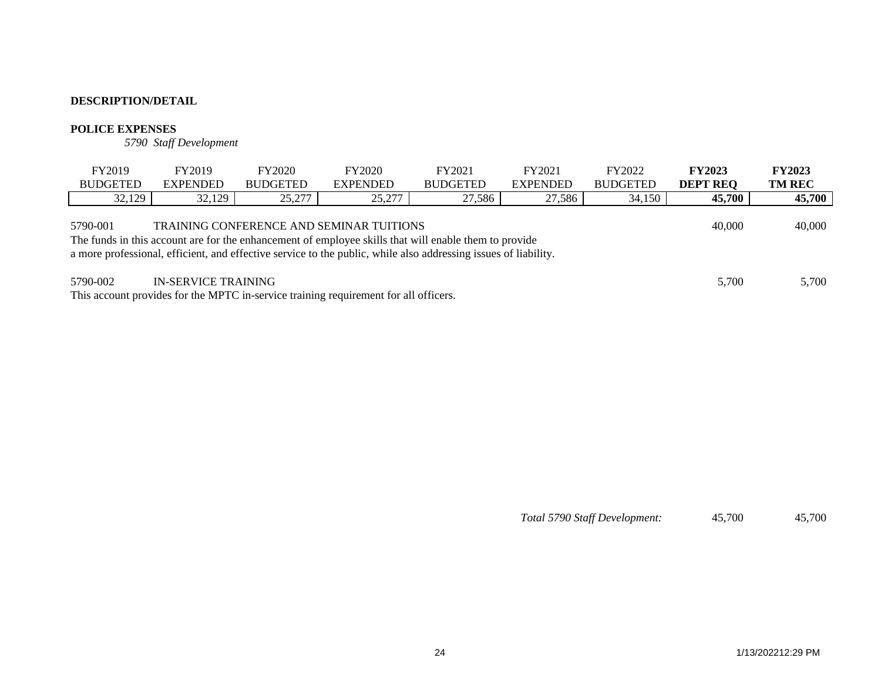**DESCRIPTION/DETAIL**

**POLICE EXPENSES**

*5790 Staff Development*

| FY2019 BUDGETED | FY2019 EXPENDED | FY2020 BUDGETED | FY2020 EXPENDED | FY2021 BUDGETED | FY2021 EXPENDED | FY2022 BUDGETED | **FY2023 DEPT REQ** | **FY2023 TM REC** |
|---|---|---|---|---|---|---|---|---|
| 32,129 | 32,129 | 25,277 | 25,277 | 27,586 | 27,586 | 34,150 | **45,700** | **45,700** |

| Account | Description | FY2023 DEPT REQ | FY2023 TM REC |
|---|---|---|---|
| 5790-001 | TRAINING CONFERENCE AND SEMINAR TUITIONS | 40,000 | 40,000 |

The funds in this account are for the enhancement of employee skills that will enable them to provide a more professional, efficient, and effective service to the public, while also addressing issues of liability.

| Account | Description | FY2023 DEPT REQ | FY2023 TM REC |
|---|---|---|---|
| 5790-002 | IN-SERVICE TRAINING | 5,700 | 5,700 |

This account provides for the MPTC in-service training requirement for all officers.

| | FY2023 DEPT REQ | FY2023 TM REC |
|---|---|---|
| *Total 5790 Staff Development:* | 45,700 | 45,700 |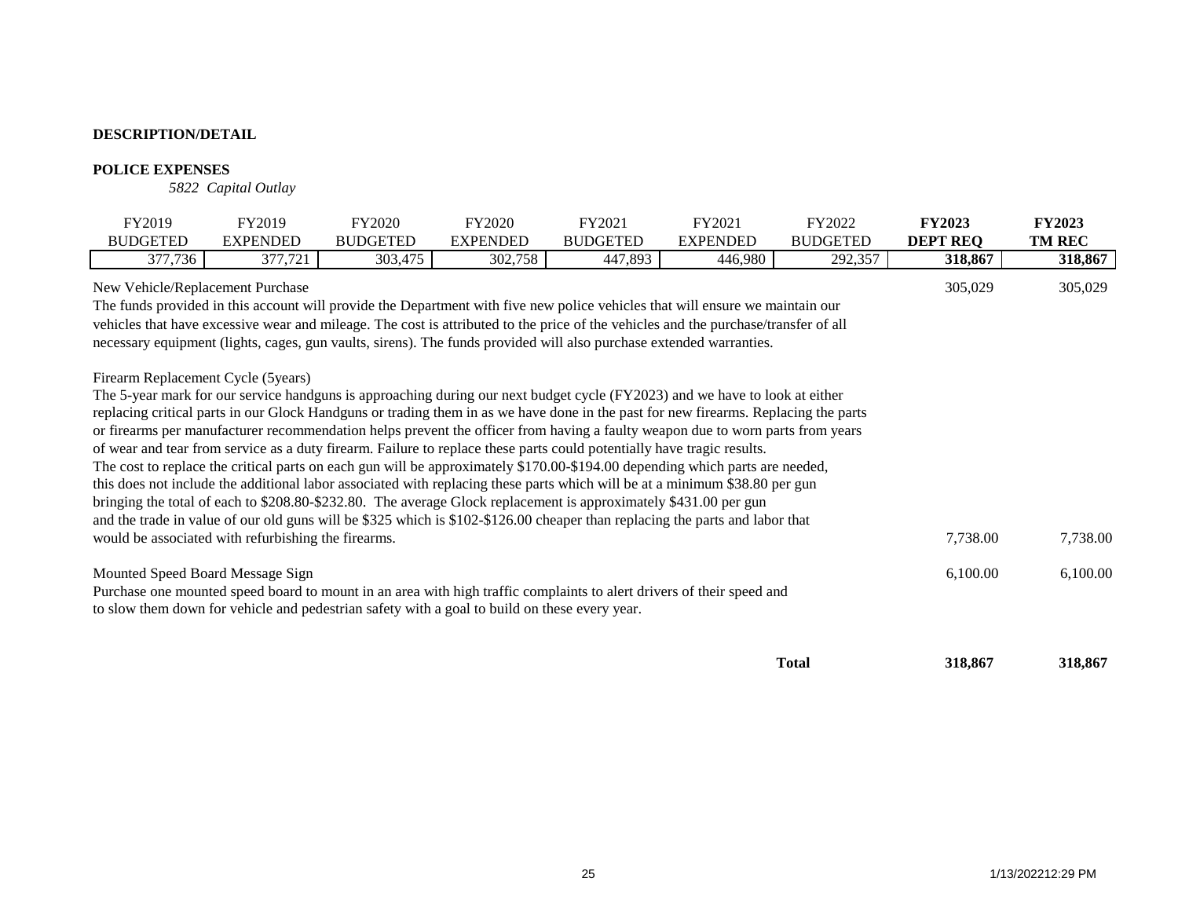**DESCRIPTION/DETAIL**

**POLICE EXPENSES**

*5822 Capital Outlay*

| FY2019 BUDGETED | FY2019 EXPENDED | FY2020 BUDGETED | FY2020 EXPENDED | FY2021 BUDGETED | FY2021 EXPENDED | FY2022 BUDGETED | **FY2023 DEPT REQ** | **FY2023 TM REC** |
|---|---|---|---|---|---|---|---|---|
| 377,736 | 377,721 | 303,475 | 302,758 | 447,893 | 446,980 | 292,357 | **318,867** | **318,867** |

| Description | FY2023 DEPT REQ | FY2023 TM REC |
|---|---|---|
| New Vehicle/Replacement Purchase<br>The funds provided in this account will provide the Department with five new police vehicles that will ensure we maintain our vehicles that have excessive wear and mileage. The cost is attributed to the price of the vehicles and the purchase/transfer of all necessary equipment (lights, cages, gun vaults, sirens). The funds provided will also purchase extended warranties. | 305,029 | 305,029 |
| Firearm Replacement Cycle (5years)<br>The 5-year mark for our service handguns is approaching during our next budget cycle (FY2023) and we have to look at either replacing critical parts in our Glock Handguns or trading them in as we have done in the past for new firearms. Replacing the parts or firearms per manufacturer recommendation helps prevent the officer from having a faulty weapon due to worn parts from years of wear and tear from service as a duty firearm. Failure to replace these parts could potentially have tragic results. The cost to replace the critical parts on each gun will be approximately \$170.00-\$194.00 depending which parts are needed, this does not include the additional labor associated with replacing these parts which will be at a minimum \$38.80 per gun bringing the total of each to \$208.80-\$232.80. The average Glock replacement is approximately \$431.00 per gun and the trade in value of our old guns will be \$325 which is \$102-\$126.00 cheaper than replacing the parts and labor that would be associated with refurbishing the firearms. | 7,738.00 | 7,738.00 |
| Mounted Speed Board Message Sign<br>Purchase one mounted speed board to mount in an area with high traffic complaints to alert drivers of their speed and to slow them down for vehicle and pedestrian safety with a goal to build on these every year. | 6,100.00 | 6,100.00 |
| **Total** | **318,867** | **318,867** |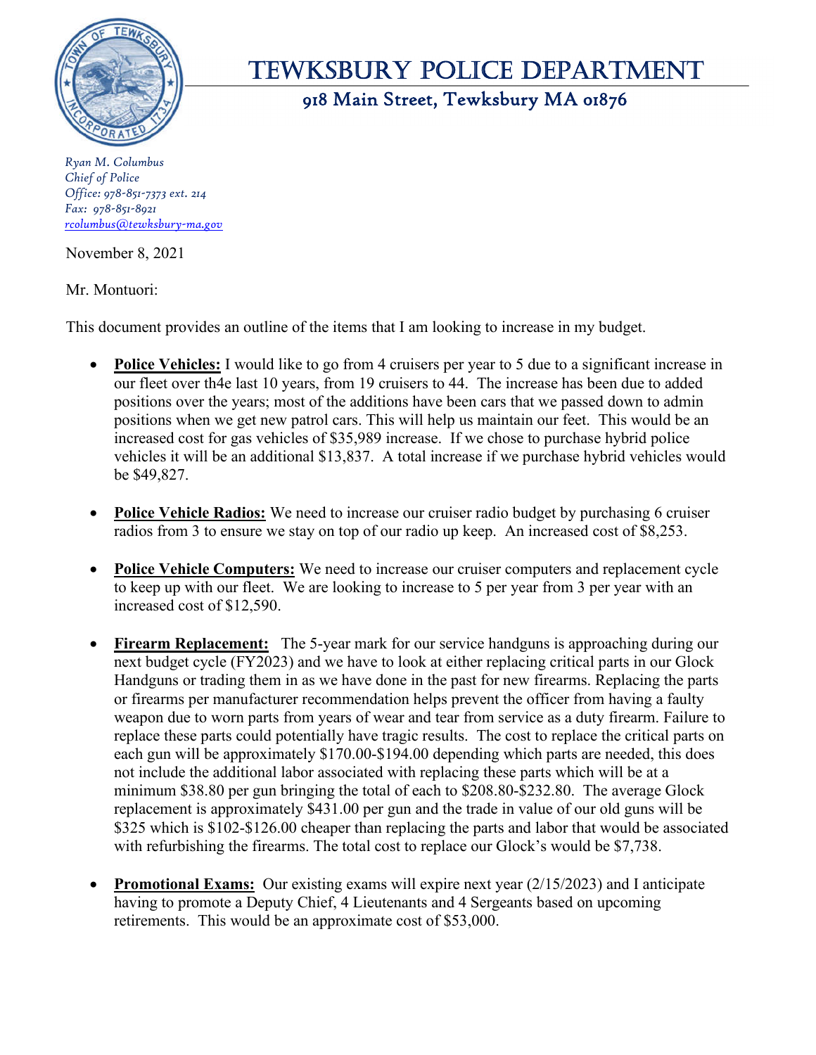# TEWKSBURY POLICE DEPARTMENT

## 918 Main Street, Tewksbury MA 01876

*Ryan M. Columbus*
*Chief of Police*
*Office: 978-851-7373 ext. 214*
*Fax: 978-851-8921*
*rcolumbus@tewksbury-ma.gov*

November 8, 2021

Mr. Montuori:

This document provides an outline of the items that I am looking to increase in my budget.

- **Police Vehicles:** I would like to go from 4 cruisers per year to 5 due to a significant increase in our fleet over th4e last 10 years, from 19 cruisers to 44. The increase has been due to added positions over the years; most of the additions have been cars that we passed down to admin positions when we get new patrol cars. This will help us maintain our feet. This would be an increased cost for gas vehicles of $35,989 increase. If we chose to purchase hybrid police vehicles it will be an additional $13,837. A total increase if we purchase hybrid vehicles would be $49,827.

- **Police Vehicle Radios:** We need to increase our cruiser radio budget by purchasing 6 cruiser radios from 3 to ensure we stay on top of our radio up keep. An increased cost of $8,253.

- **Police Vehicle Computers:** We need to increase our cruiser computers and replacement cycle to keep up with our fleet. We are looking to increase to 5 per year from 3 per year with an increased cost of $12,590.

- **Firearm Replacement:** The 5-year mark for our service handguns is approaching during our next budget cycle (FY2023) and we have to look at either replacing critical parts in our Glock Handguns or trading them in as we have done in the past for new firearms. Replacing the parts or firearms per manufacturer recommendation helps prevent the officer from having a faulty weapon due to worn parts from years of wear and tear from service as a duty firearm. Failure to replace these parts could potentially have tragic results. The cost to replace the critical parts on each gun will be approximately $170.00-$194.00 depending which parts are needed, this does not include the additional labor associated with replacing these parts which will be at a minimum $38.80 per gun bringing the total of each to $208.80-$232.80. The average Glock replacement is approximately $431.00 per gun and the trade in value of our old guns will be $325 which is $102-$126.00 cheaper than replacing the parts and labor that would be associated with refurbishing the firearms. The total cost to replace our Glock's would be $7,738.

- **Promotional Exams:** Our existing exams will expire next year (2/15/2023) and I anticipate having to promote a Deputy Chief, 4 Lieutenants and 4 Sergeants based on upcoming retirements. This would be an approximate cost of $53,000.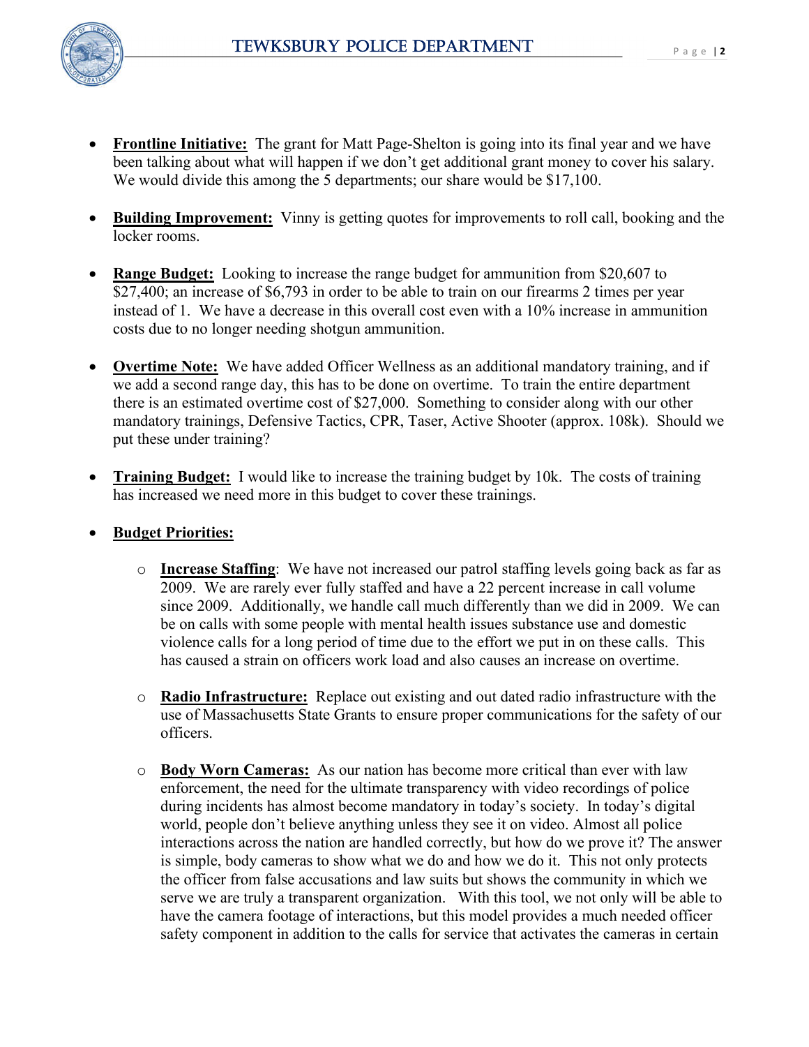- **Frontline Initiative:** The grant for Matt Page-Shelton is going into its final year and we have been talking about what will happen if we don't get additional grant money to cover his salary. We would divide this among the 5 departments; our share would be $17,100.

- **Building Improvement:** Vinny is getting quotes for improvements to roll call, booking and the locker rooms.

- **Range Budget:** Looking to increase the range budget for ammunition from $20,607 to $27,400; an increase of $6,793 in order to be able to train on our firearms 2 times per year instead of 1. We have a decrease in this overall cost even with a 10% increase in ammunition costs due to no longer needing shotgun ammunition.

- **Overtime Note:** We have added Officer Wellness as an additional mandatory training, and if we add a second range day, this has to be done on overtime. To train the entire department there is an estimated overtime cost of $27,000. Something to consider along with our other mandatory trainings, Defensive Tactics, CPR, Taser, Active Shooter (approx. 108k). Should we put these under training?

- **Training Budget:** I would like to increase the training budget by 10k. The costs of training has increased we need more in this budget to cover these trainings.

- **Budget Priorities:**

  - **Increase Staffing**: We have not increased our patrol staffing levels going back as far as 2009. We are rarely ever fully staffed and have a 22 percent increase in call volume since 2009. Additionally, we handle call much differently than we did in 2009. We can be on calls with some people with mental health issues substance use and domestic violence calls for a long period of time due to the effort we put in on these calls. This has caused a strain on officers work load and also causes an increase on overtime.

  - **Radio Infrastructure:** Replace out existing and out dated radio infrastructure with the use of Massachusetts State Grants to ensure proper communications for the safety of our officers.

  - **Body Worn Cameras:** As our nation has become more critical than ever with law enforcement, the need for the ultimate transparency with video recordings of police during incidents has almost become mandatory in today's society. In today's digital world, people don't believe anything unless they see it on video. Almost all police interactions across the nation are handled correctly, but how do we prove it? The answer is simple, body cameras to show what we do and how we do it. This not only protects the officer from false accusations and law suits but shows the community in which we serve we are truly a transparent organization. With this tool, we not only will be able to have the camera footage of interactions, but this model provides a much needed officer safety component in addition to the calls for service that activates the cameras in certain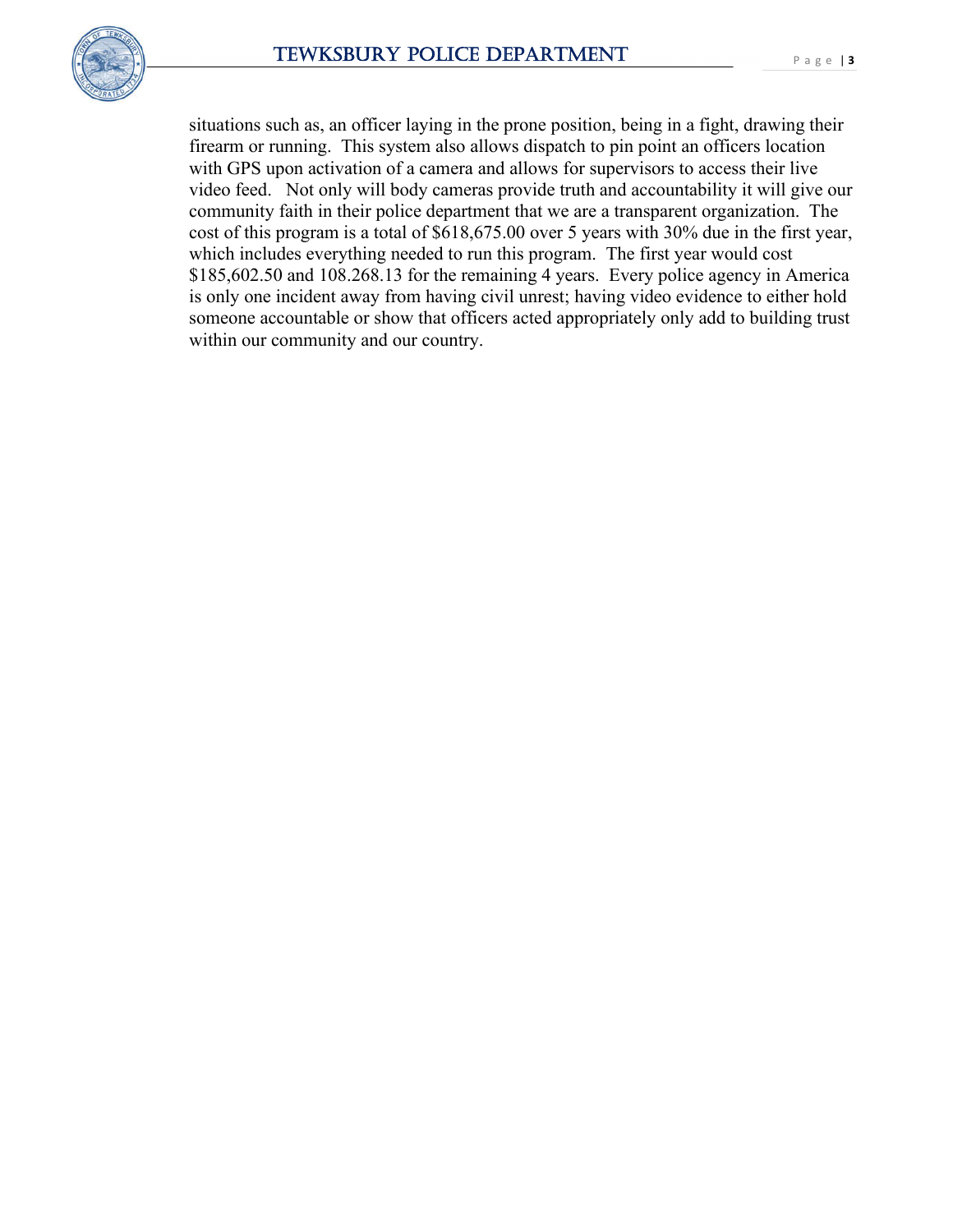situations such as, an officer laying in the prone position, being in a fight, drawing their firearm or running. This system also allows dispatch to pin point an officers location with GPS upon activation of a camera and allows for supervisors to access their live video feed. Not only will body cameras provide truth and accountability it will give our community faith in their police department that we are a transparent organization. The cost of this program is a total of $618,675.00 over 5 years with 30% due in the first year, which includes everything needed to run this program. The first year would cost $185,602.50 and 108.268.13 for the remaining 4 years. Every police agency in America is only one incident away from having civil unrest; having video evidence to either hold someone accountable or show that officers acted appropriately only add to building trust within our community and our country.